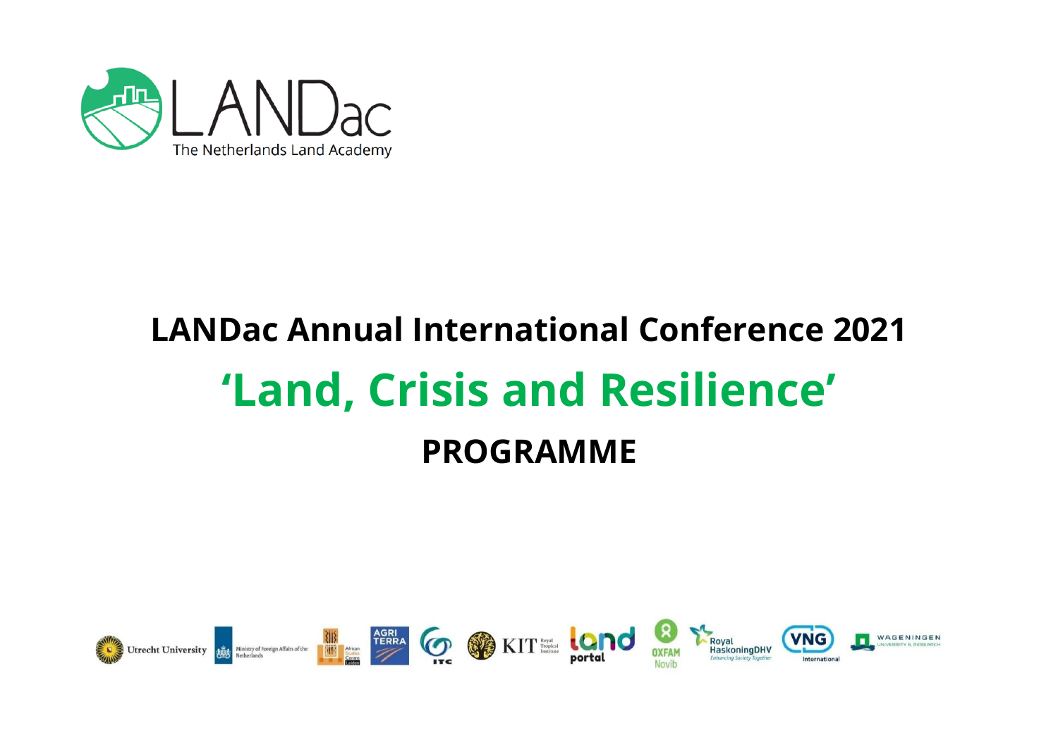LANDac
The Netherlands Land Academy

# LANDac Annual International Conference 2021

# 'Land, Crisis and Resilience'

## PROGRAMME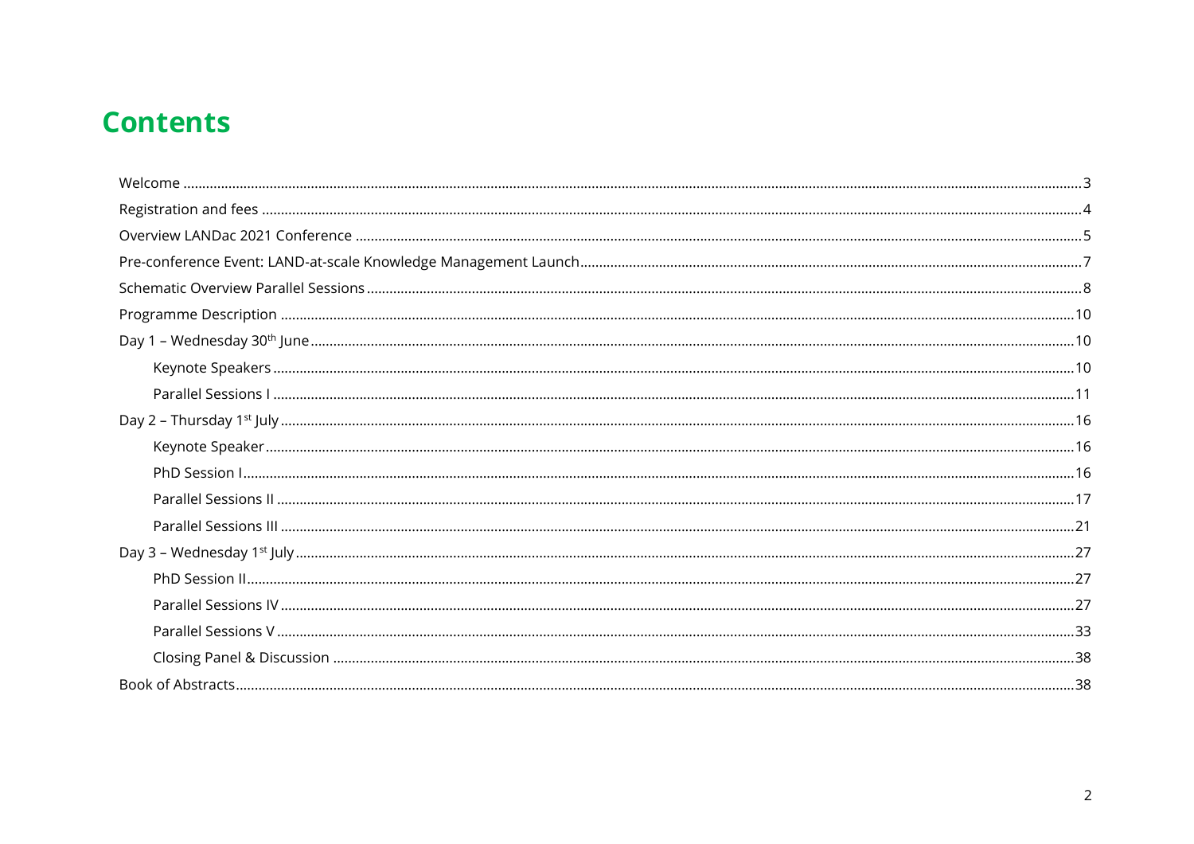# Contents

- Welcome ....... 3
- Registration and fees ....... 4
- Overview LANDac 2021 Conference ....... 5
- Pre-conference Event: LAND-at-scale Knowledge Management Launch ....... 7
- Schematic Overview Parallel Sessions ....... 8
- Programme Description ....... 10
- Day 1 – Wednesday 30th June ....... 10
  - Keynote Speakers ....... 10
  - Parallel Sessions I ....... 11
- Day 2 – Thursday 1st July ....... 16
  - Keynote Speaker ....... 16
  - PhD Session I ....... 16
  - Parallel Sessions II ....... 17
  - Parallel Sessions III ....... 21
- Day 3 – Wednesday 1st July ....... 27
  - PhD Session II ....... 27
  - Parallel Sessions IV ....... 27
  - Parallel Sessions V ....... 33
  - Closing Panel & Discussion ....... 38
- Book of Abstracts ....... 38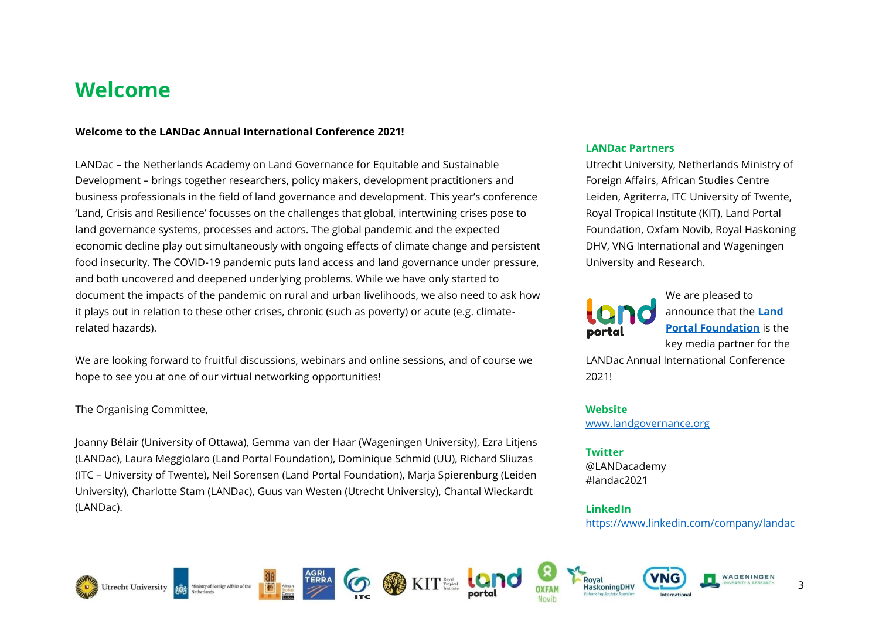# Welcome

**Welcome to the LANDac Annual International Conference 2021!**

LANDac – the Netherlands Academy on Land Governance for Equitable and Sustainable Development – brings together researchers, policy makers, development practitioners and business professionals in the field of land governance and development. This year's conference 'Land, Crisis and Resilience' focusses on the challenges that global, intertwining crises pose to land governance systems, processes and actors. The global pandemic and the expected economic decline play out simultaneously with ongoing effects of climate change and persistent food insecurity. The COVID-19 pandemic puts land access and land governance under pressure, and both uncovered and deepened underlying problems. While we have only started to document the impacts of the pandemic on rural and urban livelihoods, we also need to ask how it plays out in relation to these other crises, chronic (such as poverty) or acute (e.g. climate-related hazards).

We are looking forward to fruitful discussions, webinars and online sessions, and of course we hope to see you at one of our virtual networking opportunities!

The Organising Committee,

Joanny Bélair (University of Ottawa), Gemma van der Haar (Wageningen University), Ezra Litjens (LANDac), Laura Meggiolaro (Land Portal Foundation), Dominique Schmid (UU), Richard Sliuzas (ITC – University of Twente), Neil Sorensen (Land Portal Foundation), Marja Spierenburg (Leiden University), Charlotte Stam (LANDac), Guus van Westen (Utrecht University), Chantal Wieckardt (LANDac).

**LANDac Partners**

Utrecht University, Netherlands Ministry of Foreign Affairs, African Studies Centre Leiden, Agriterra, ITC University of Twente, Royal Tropical Institute (KIT), Land Portal Foundation, Oxfam Novib, Royal Haskoning DHV, VNG International and Wageningen University and Research.

We are pleased to announce that the **Land Portal Foundation** is the key media partner for the LANDac Annual International Conference 2021!

**Website**

www.landgovernance.org

**Twitter**

@LANDacademy
#landac2021

**LinkedIn**

https://www.linkedin.com/company/landac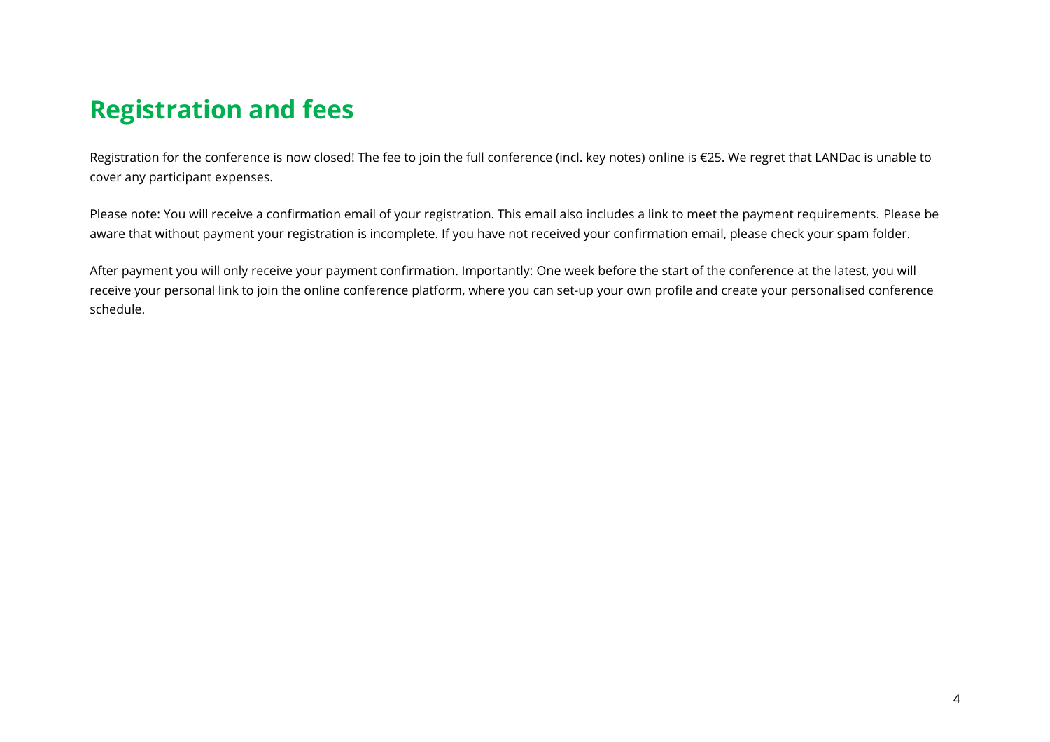# Registration and fees

Registration for the conference is now closed! The fee to join the full conference (incl. key notes) online is €25. We regret that LANDac is unable to cover any participant expenses.

Please note: You will receive a confirmation email of your registration. This email also includes a link to meet the payment requirements. Please be aware that without payment your registration is incomplete. If you have not received your confirmation email, please check your spam folder.

After payment you will only receive your payment confirmation. Importantly: One week before the start of the conference at the latest, you will receive your personal link to join the online conference platform, where you can set-up your own profile and create your personalised conference schedule.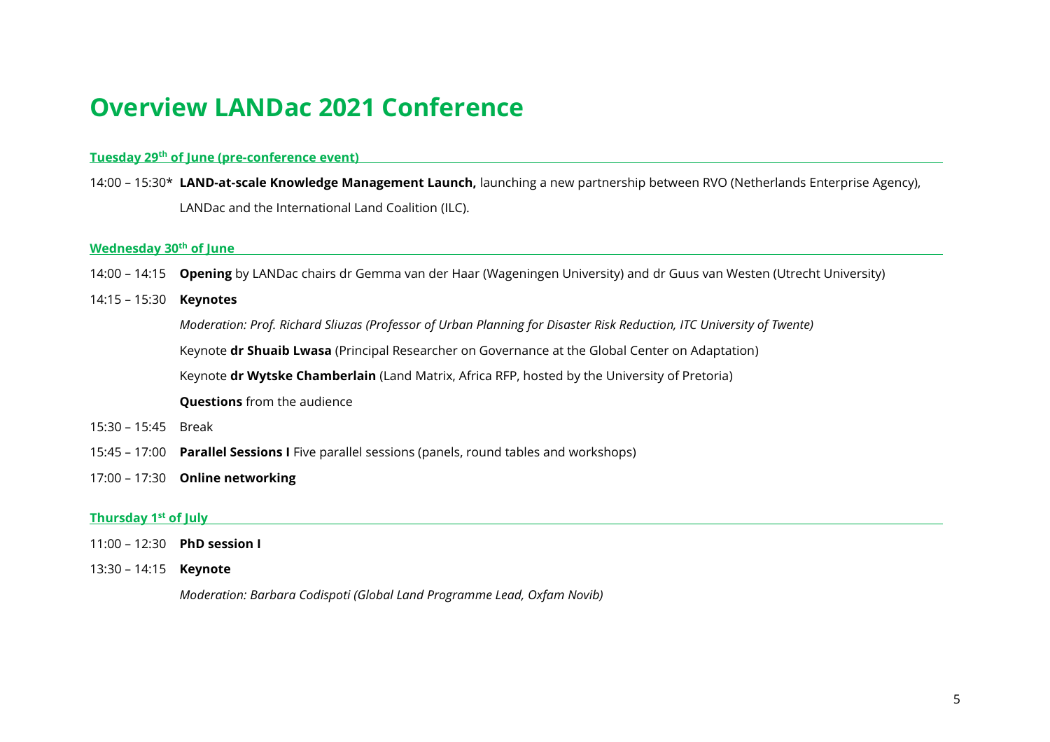# Overview LANDac 2021 Conference

## Tuesday 29th of June (pre-conference event)

14:00 – 15:30* **LAND-at-scale Knowledge Management Launch,** launching a new partnership between RVO (Netherlands Enterprise Agency), LANDac and the International Land Coalition (ILC).

## Wednesday 30th of June

14:00 – 14:15 **Opening** by LANDac chairs dr Gemma van der Haar (Wageningen University) and dr Guus van Westen (Utrecht University)

14:15 – 15:30 **Keynotes**

*Moderation: Prof. Richard Sliuzas (Professor of Urban Planning for Disaster Risk Reduction, ITC University of Twente)*

Keynote **dr Shuaib Lwasa** (Principal Researcher on Governance at the Global Center on Adaptation)

Keynote **dr Wytske Chamberlain** (Land Matrix, Africa RFP, hosted by the University of Pretoria)

**Questions** from the audience

15:30 – 15:45 Break

15:45 – 17:00 **Parallel Sessions I** Five parallel sessions (panels, round tables and workshops)

17:00 – 17:30 **Online networking**

## Thursday 1st of July

11:00 – 12:30 **PhD session I**

13:30 – 14:15 **Keynote**

*Moderation: Barbara Codispoti (Global Land Programme Lead, Oxfam Novib)*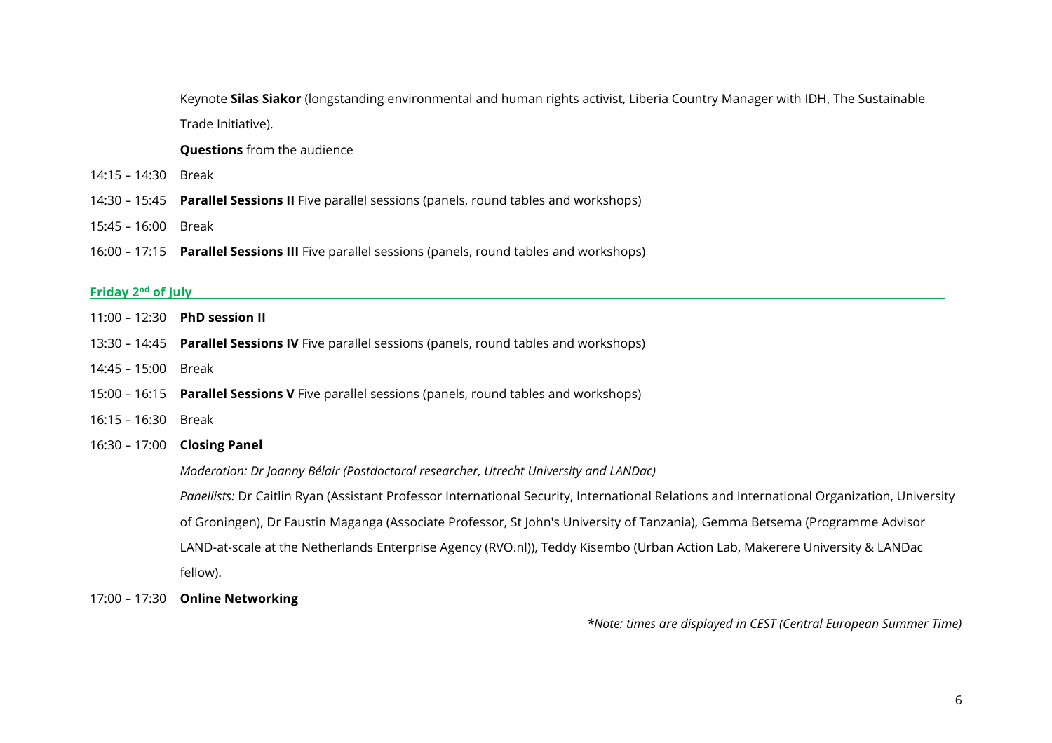Keynote **Silas Siakor** (longstanding environmental and human rights activist, Liberia Country Manager with IDH, The Sustainable Trade Initiative).

**Questions** from the audience

14:15 – 14:30 Break

14:30 – 15:45 **Parallel Sessions II** Five parallel sessions (panels, round tables and workshops)

15:45 – 16:00 Break

16:00 – 17:15 **Parallel Sessions III** Five parallel sessions (panels, round tables and workshops)

## Friday 2nd of July

11:00 – 12:30 **PhD session II**

13:30 – 14:45 **Parallel Sessions IV** Five parallel sessions (panels, round tables and workshops)

14:45 – 15:00 Break

15:00 – 16:15 **Parallel Sessions V** Five parallel sessions (panels, round tables and workshops)

16:15 – 16:30 Break

16:30 – 17:00 **Closing Panel**

*Moderation: Dr Joanny Bélair (Postdoctoral researcher, Utrecht University and LANDac)*

*Panellists:* Dr Caitlin Ryan (Assistant Professor International Security, International Relations and International Organization, University of Groningen), Dr Faustin Maganga (Associate Professor, St John's University of Tanzania), Gemma Betsema (Programme Advisor LAND-at-scale at the Netherlands Enterprise Agency (RVO.nl)), Teddy Kisembo (Urban Action Lab, Makerere University & LANDac fellow).

17:00 – 17:30 **Online Networking**

**Note: times are displayed in CEST (Central European Summer Time)*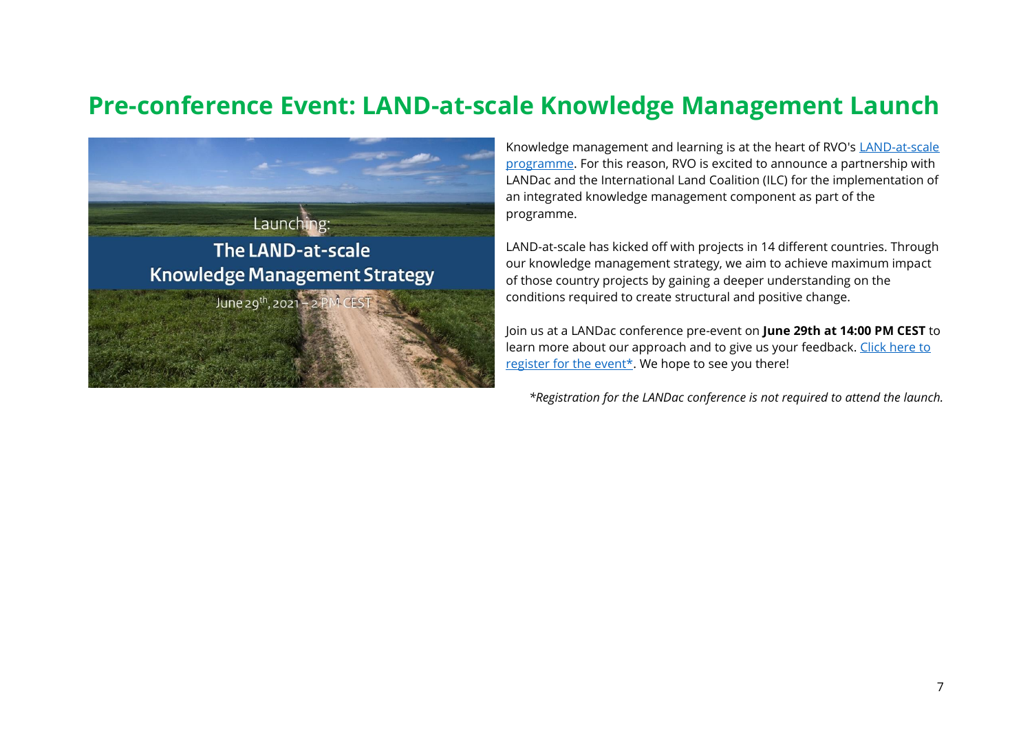# Pre-conference Event: LAND-at-scale Knowledge Management Launch

Knowledge management and learning is at the heart of RVO's LAND-at-scale programme. For this reason, RVO is excited to announce a partnership with LANDac and the International Land Coalition (ILC) for the implementation of an integrated knowledge management component as part of the programme.

LAND-at-scale has kicked off with projects in 14 different countries. Through our knowledge management strategy, we aim to achieve maximum impact of those country projects by gaining a deeper understanding on the conditions required to create structural and positive change.

Join us at a LANDac conference pre-event on **June 29th at 14:00 PM CEST** to learn more about our approach and to give us your feedback. Click here to register for the event*. We hope to see you there!

*\*Registration for the LANDac conference is not required to attend the launch.*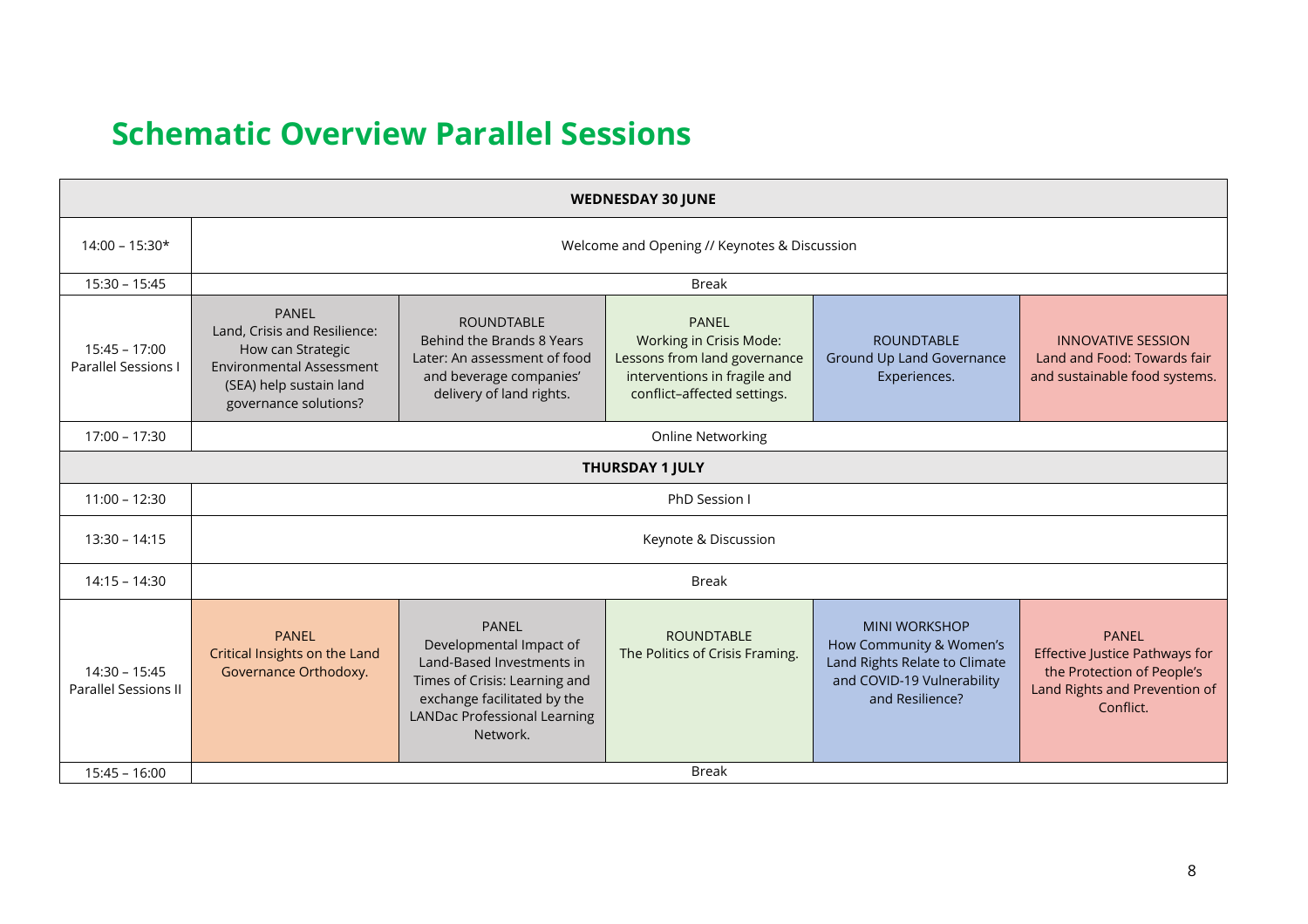# Schematic Overview Parallel Sessions

| WEDNESDAY 30 JUNE | | | | | |
|---|---|---|---|---|---|
| 14:00 – 15:30* | Welcome and Opening // Keynotes & Discussion | | | | |
| 15:30 – 15:45 | Break | | | | |
| 15:45 – 17:00 Parallel Sessions I | PANEL Land, Crisis and Resilience: How can Strategic Environmental Assessment (SEA) help sustain land governance solutions? | ROUNDTABLE Behind the Brands 8 Years Later: An assessment of food and beverage companies' delivery of land rights. | PANEL Working in Crisis Mode: Lessons from land governance interventions in fragile and conflict–affected settings. | ROUNDTABLE Ground Up Land Governance Experiences. | INNOVATIVE SESSION Land and Food: Towards fair and sustainable food systems. |
| 17:00 – 17:30 | Online Networking | | | | |
| **THURSDAY 1 JULY** | | | | | |
| 11:00 – 12:30 | PhD Session I | | | | |
| 13:30 – 14:15 | Keynote & Discussion | | | | |
| 14:15 – 14:30 | Break | | | | |
| 14:30 – 15:45 Parallel Sessions II | PANEL Critical Insights on the Land Governance Orthodoxy. | PANEL Developmental Impact of Land-Based Investments in Times of Crisis: Learning and exchange facilitated by the LANDac Professional Learning Network. | ROUNDTABLE The Politics of Crisis Framing. | MINI WORKSHOP How Community & Women's Land Rights Relate to Climate and COVID-19 Vulnerability and Resilience? | PANEL Effective Justice Pathways for the Protection of People's Land Rights and Prevention of Conflict. |
| 15:45 – 16:00 | Break | | | | |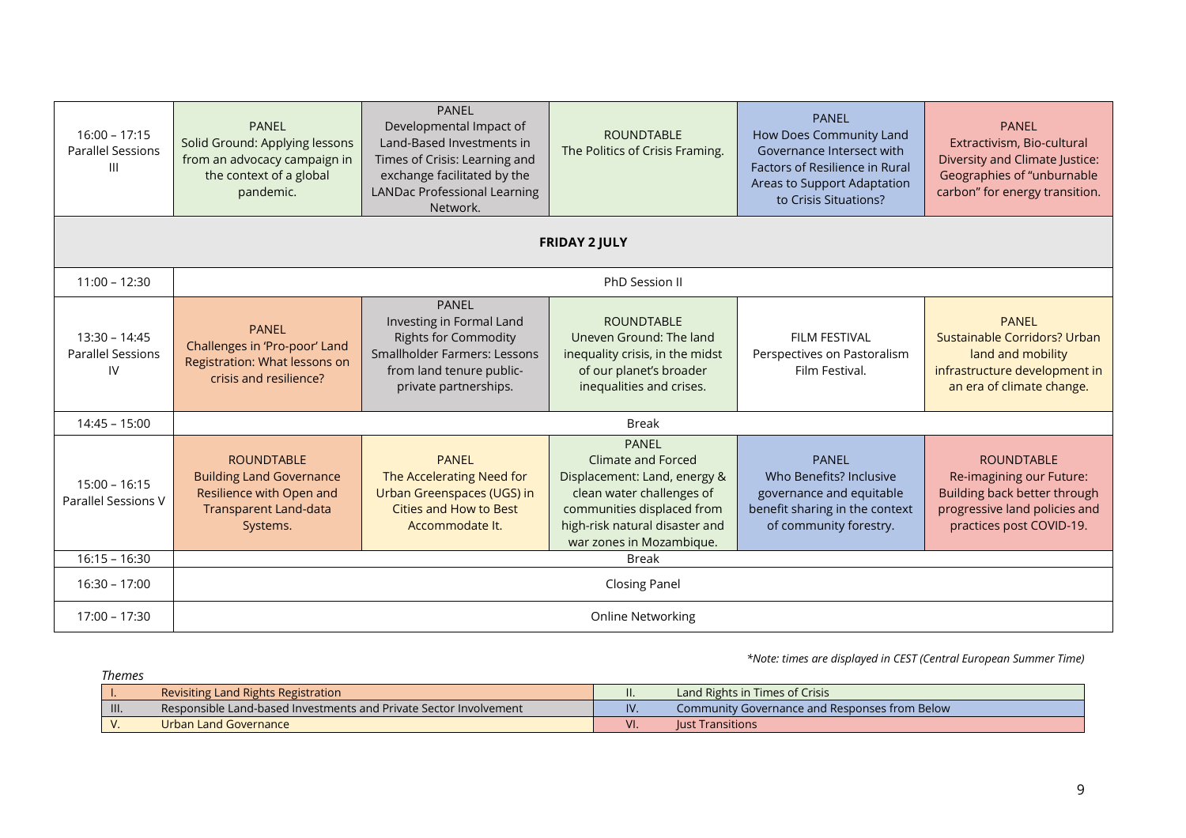| | | | | | |
|---|---|---|---|---|---|
| 16:00 – 17:15 Parallel Sessions III | PANEL Solid Ground: Applying lessons from an advocacy campaign in the context of a global pandemic. | PANEL Developmental Impact of Land-Based Investments in Times of Crisis: Learning and exchange facilitated by the LANDac Professional Learning Network. | ROUNDTABLE The Politics of Crisis Framing. | PANEL How Does Community Land Governance Intersect with Factors of Resilience in Rural Areas to Support Adaptation to Crisis Situations? | PANEL Extractivism, Bio-cultural Diversity and Climate Justice: Geographies of "unburnable carbon" for energy transition. |
| **FRIDAY 2 JULY** | | | | | |
| 11:00 – 12:30 | PhD Session II | | | | |
| 13:30 – 14:45 Parallel Sessions IV | PANEL Challenges in 'Pro-poor' Land Registration: What lessons on crisis and resilience? | PANEL Investing in Formal Land Rights for Commodity Smallholder Farmers: Lessons from land tenure public-private partnerships. | ROUNDTABLE Uneven Ground: The land inequality crisis, in the midst of our planet's broader inequalities and crises. | FILM FESTIVAL Perspectives on Pastoralism Film Festival. | PANEL Sustainable Corridors? Urban land and mobility infrastructure development in an era of climate change. |
| 14:45 – 15:00 | Break | | | | |
| 15:00 – 16:15 Parallel Sessions V | ROUNDTABLE Building Land Governance Resilience with Open and Transparent Land-data Systems. | PANEL The Accelerating Need for Urban Greenspaces (UGS) in Cities and How to Best Accommodate It. | PANEL Climate and Forced Displacement: Land, energy & clean water challenges of communities displaced from high-risk natural disaster and war zones in Mozambique. | PANEL Who Benefits? Inclusive governance and equitable benefit sharing in the context of community forestry. | ROUNDTABLE Re-imagining our Future: Building back better through progressive land policies and practices post COVID-19. |
| 16:15 – 16:30 | Break | | | | |
| 16:30 – 17:00 | Closing Panel | | | | |
| 17:00 – 17:30 | Online Networking | | | | |

*\*Note: times are displayed in CEST (Central European Summer Time)*

*Themes*

| | | | |
|---|---|---|---|
| I. | Revisiting Land Rights Registration | II. | Land Rights in Times of Crisis |
| III. | Responsible Land-based Investments and Private Sector Involvement | IV. | Community Governance and Responses from Below |
| V. | Urban Land Governance | VI. | Just Transitions |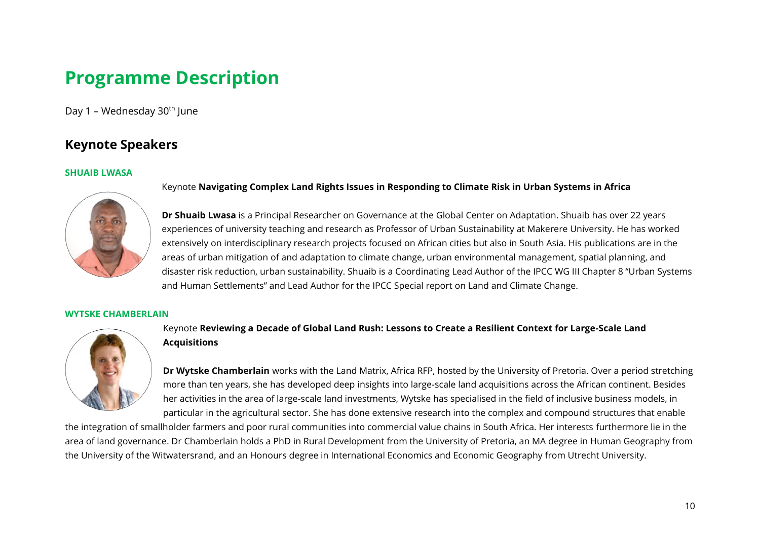# Programme Description

Day 1 – Wednesday 30th June

## Keynote Speakers

### SHUAIB LWASA

Keynote **Navigating Complex Land Rights Issues in Responding to Climate Risk in Urban Systems in Africa**

**Dr Shuaib Lwasa** is a Principal Researcher on Governance at the Global Center on Adaptation. Shuaib has over 22 years experiences of university teaching and research as Professor of Urban Sustainability at Makerere University. He has worked extensively on interdisciplinary research projects focused on African cities but also in South Asia. His publications are in the areas of urban mitigation of and adaptation to climate change, urban environmental management, spatial planning, and disaster risk reduction, urban sustainability. Shuaib is a Coordinating Lead Author of the IPCC WG III Chapter 8 "Urban Systems and Human Settlements" and Lead Author for the IPCC Special report on Land and Climate Change.

### WYTSKE CHAMBERLAIN

Keynote **Reviewing a Decade of Global Land Rush: Lessons to Create a Resilient Context for Large-Scale Land Acquisitions**

**Dr Wytske Chamberlain** works with the Land Matrix, Africa RFP, hosted by the University of Pretoria. Over a period stretching more than ten years, she has developed deep insights into large-scale land acquisitions across the African continent. Besides her activities in the area of large-scale land investments, Wytske has specialised in the field of inclusive business models, in particular in the agricultural sector. She has done extensive research into the complex and compound structures that enable the integration of smallholder farmers and poor rural communities into commercial value chains in South Africa. Her interests furthermore lie in the area of land governance. Dr Chamberlain holds a PhD in Rural Development from the University of Pretoria, an MA degree in Human Geography from the University of the Witwatersrand, and an Honours degree in International Economics and Economic Geography from Utrecht University.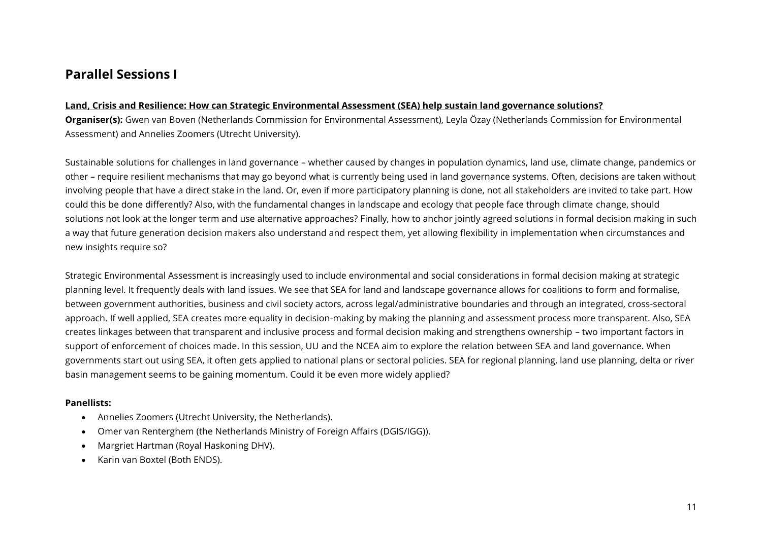# Parallel Sessions I

**Land, Crisis and Resilience: How can Strategic Environmental Assessment (SEA) help sustain land governance solutions?**

**Organiser(s):** Gwen van Boven (Netherlands Commission for Environmental Assessment), Leyla Özay (Netherlands Commission for Environmental Assessment) and Annelies Zoomers (Utrecht University).

Sustainable solutions for challenges in land governance – whether caused by changes in population dynamics, land use, climate change, pandemics or other – require resilient mechanisms that may go beyond what is currently being used in land governance systems. Often, decisions are taken without involving people that have a direct stake in the land. Or, even if more participatory planning is done, not all stakeholders are invited to take part. How could this be done differently? Also, with the fundamental changes in landscape and ecology that people face through climate change, should solutions not look at the longer term and use alternative approaches? Finally, how to anchor jointly agreed solutions in formal decision making in such a way that future generation decision makers also understand and respect them, yet allowing flexibility in implementation when circumstances and new insights require so?

Strategic Environmental Assessment is increasingly used to include environmental and social considerations in formal decision making at strategic planning level. It frequently deals with land issues. We see that SEA for land and landscape governance allows for coalitions to form and formalise, between government authorities, business and civil society actors, across legal/administrative boundaries and through an integrated, cross-sectoral approach. If well applied, SEA creates more equality in decision-making by making the planning and assessment process more transparent. Also, SEA creates linkages between that transparent and inclusive process and formal decision making and strengthens ownership – two important factors in support of enforcement of choices made. In this session, UU and the NCEA aim to explore the relation between SEA and land governance. When governments start out using SEA, it often gets applied to national plans or sectoral policies. SEA for regional planning, land use planning, delta or river basin management seems to be gaining momentum. Could it be even more widely applied?

**Panellists:**

- Annelies Zoomers (Utrecht University, the Netherlands).
- Omer van Renterghem (the Netherlands Ministry of Foreign Affairs (DGIS/IGG)).
- Margriet Hartman (Royal Haskoning DHV).
- Karin van Boxtel (Both ENDS).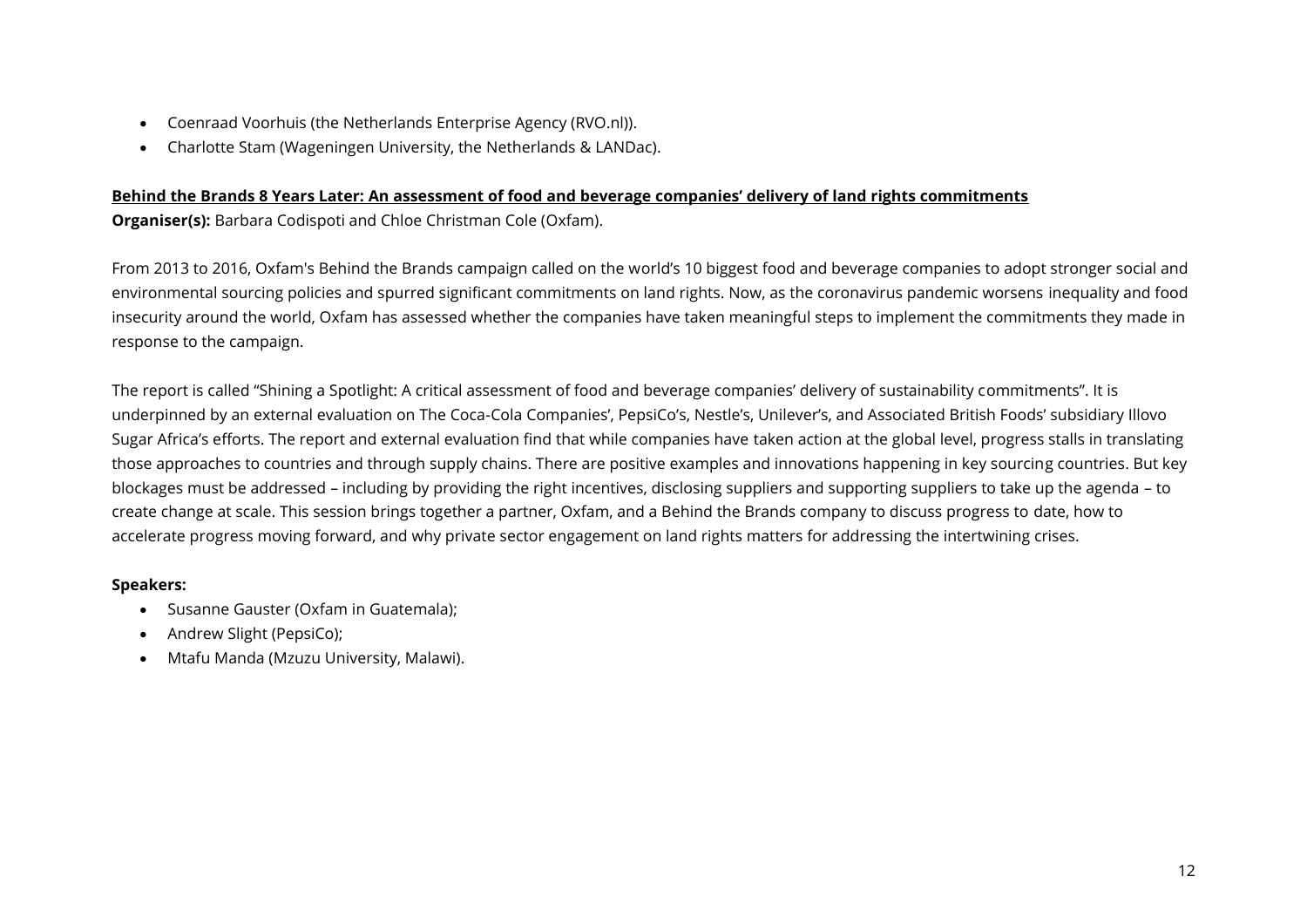- Coenraad Voorhuis (the Netherlands Enterprise Agency (RVO.nl)).
- Charlotte Stam (Wageningen University, the Netherlands & LANDac).

**Behind the Brands 8 Years Later: An assessment of food and beverage companies' delivery of land rights commitments**

**Organiser(s):** Barbara Codispoti and Chloe Christman Cole (Oxfam).

From 2013 to 2016, Oxfam's Behind the Brands campaign called on the world's 10 biggest food and beverage companies to adopt stronger social and environmental sourcing policies and spurred significant commitments on land rights. Now, as the coronavirus pandemic worsens inequality and food insecurity around the world, Oxfam has assessed whether the companies have taken meaningful steps to implement the commitments they made in response to the campaign.

The report is called "Shining a Spotlight: A critical assessment of food and beverage companies' delivery of sustainability commitments". It is underpinned by an external evaluation on The Coca-Cola Companies', PepsiCo's, Nestle's, Unilever's, and Associated British Foods' subsidiary Illovo Sugar Africa's efforts. The report and external evaluation find that while companies have taken action at the global level, progress stalls in translating those approaches to countries and through supply chains. There are positive examples and innovations happening in key sourcing countries. But key blockages must be addressed – including by providing the right incentives, disclosing suppliers and supporting suppliers to take up the agenda – to create change at scale. This session brings together a partner, Oxfam, and a Behind the Brands company to discuss progress to date, how to accelerate progress moving forward, and why private sector engagement on land rights matters for addressing the intertwining crises.

**Speakers:**

- Susanne Gauster (Oxfam in Guatemala);
- Andrew Slight (PepsiCo);
- Mtafu Manda (Mzuzu University, Malawi).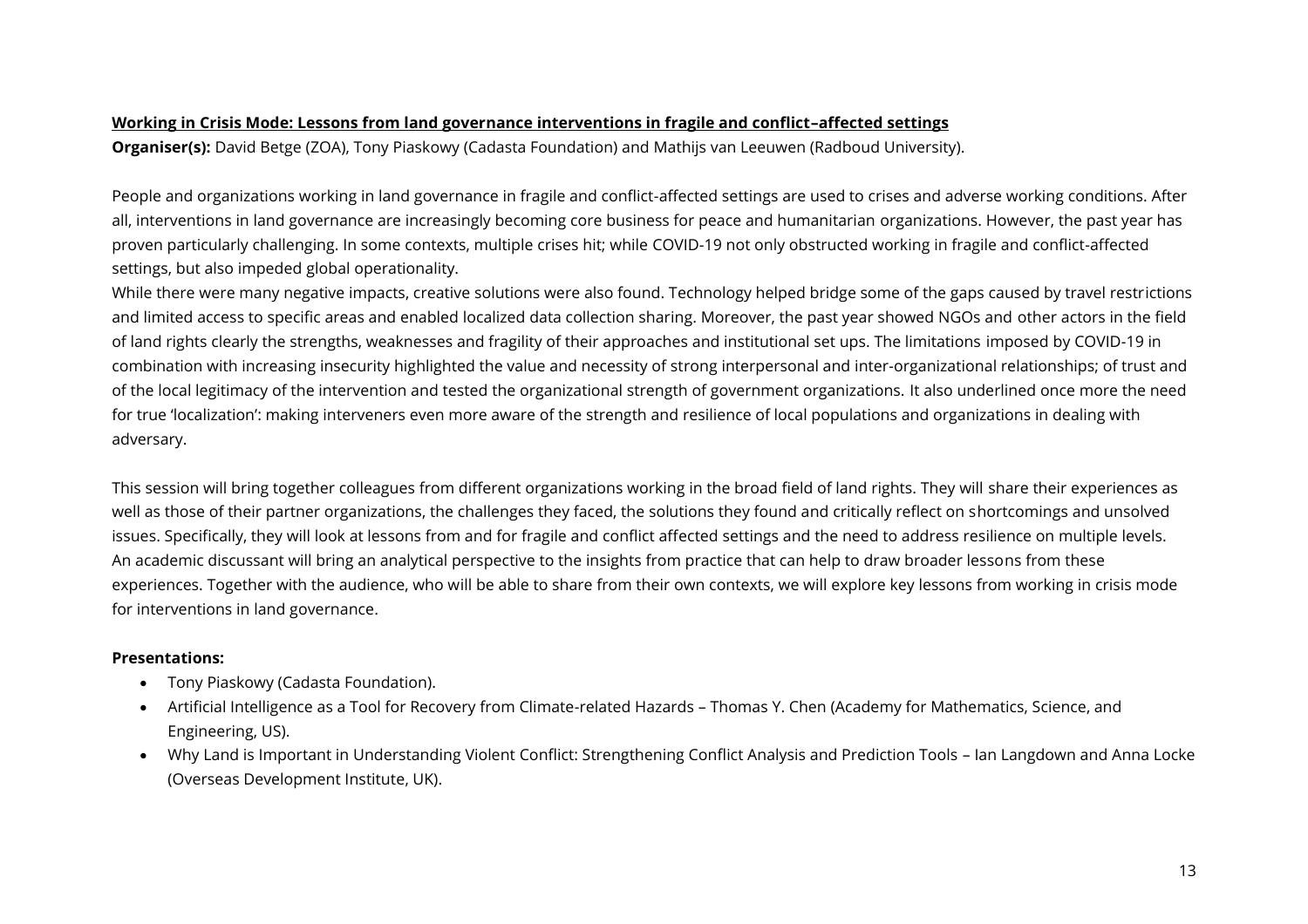**<u>Working in Crisis Mode: Lessons from land governance interventions in fragile and conflict–affected settings</u>**

**Organiser(s):** David Betge (ZOA), Tony Piaskowy (Cadasta Foundation) and Mathijs van Leeuwen (Radboud University).

People and organizations working in land governance in fragile and conflict-affected settings are used to crises and adverse working conditions. After all, interventions in land governance are increasingly becoming core business for peace and humanitarian organizations. However, the past year has proven particularly challenging. In some contexts, multiple crises hit; while COVID-19 not only obstructed working in fragile and conflict-affected settings, but also impeded global operationality.
While there were many negative impacts, creative solutions were also found. Technology helped bridge some of the gaps caused by travel restrictions and limited access to specific areas and enabled localized data collection sharing. Moreover, the past year showed NGOs and other actors in the field of land rights clearly the strengths, weaknesses and fragility of their approaches and institutional set ups. The limitations imposed by COVID-19 in combination with increasing insecurity highlighted the value and necessity of strong interpersonal and inter-organizational relationships; of trust and of the local legitimacy of the intervention and tested the organizational strength of government organizations. It also underlined once more the need for true 'localization': making interveners even more aware of the strength and resilience of local populations and organizations in dealing with adversary.

This session will bring together colleagues from different organizations working in the broad field of land rights. They will share their experiences as well as those of their partner organizations, the challenges they faced, the solutions they found and critically reflect on shortcomings and unsolved issues. Specifically, they will look at lessons from and for fragile and conflict affected settings and the need to address resilience on multiple levels. An academic discussant will bring an analytical perspective to the insights from practice that can help to draw broader lessons from these experiences. Together with the audience, who will be able to share from their own contexts, we will explore key lessons from working in crisis mode for interventions in land governance.

**Presentations:**

- Tony Piaskowy (Cadasta Foundation).
- Artificial Intelligence as a Tool for Recovery from Climate-related Hazards – Thomas Y. Chen (Academy for Mathematics, Science, and Engineering, US).
- Why Land is Important in Understanding Violent Conflict: Strengthening Conflict Analysis and Prediction Tools – Ian Langdown and Anna Locke (Overseas Development Institute, UK).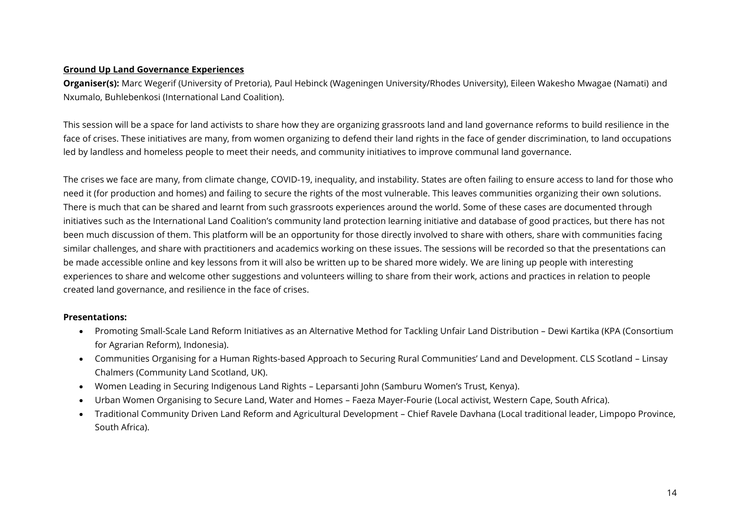**Ground Up Land Governance Experiences**

**Organiser(s):** Marc Wegerif (University of Pretoria), Paul Hebinck (Wageningen University/Rhodes University), Eileen Wakesho Mwagae (Namati) and Nxumalo, Buhlebenkosi (International Land Coalition).

This session will be a space for land activists to share how they are organizing grassroots land and land governance reforms to build resilience in the face of crises. These initiatives are many, from women organizing to defend their land rights in the face of gender discrimination, to land occupations led by landless and homeless people to meet their needs, and community initiatives to improve communal land governance.

The crises we face are many, from climate change, COVID-19, inequality, and instability. States are often failing to ensure access to land for those who need it (for production and homes) and failing to secure the rights of the most vulnerable. This leaves communities organizing their own solutions. There is much that can be shared and learnt from such grassroots experiences around the world. Some of these cases are documented through initiatives such as the International Land Coalition's community land protection learning initiative and database of good practices, but there has not been much discussion of them. This platform will be an opportunity for those directly involved to share with others, share with communities facing similar challenges, and share with practitioners and academics working on these issues. The sessions will be recorded so that the presentations can be made accessible online and key lessons from it will also be written up to be shared more widely. We are lining up people with interesting experiences to share and welcome other suggestions and volunteers willing to share from their work, actions and practices in relation to people created land governance, and resilience in the face of crises.

**Presentations:**

- Promoting Small-Scale Land Reform Initiatives as an Alternative Method for Tackling Unfair Land Distribution – Dewi Kartika (KPA (Consortium for Agrarian Reform), Indonesia).
- Communities Organising for a Human Rights-based Approach to Securing Rural Communities' Land and Development. CLS Scotland – Linsay Chalmers (Community Land Scotland, UK).
- Women Leading in Securing Indigenous Land Rights – Leparsanti John (Samburu Women's Trust, Kenya).
- Urban Women Organising to Secure Land, Water and Homes – Faeza Mayer-Fourie (Local activist, Western Cape, South Africa).
- Traditional Community Driven Land Reform and Agricultural Development – Chief Ravele Davhana (Local traditional leader, Limpopo Province, South Africa).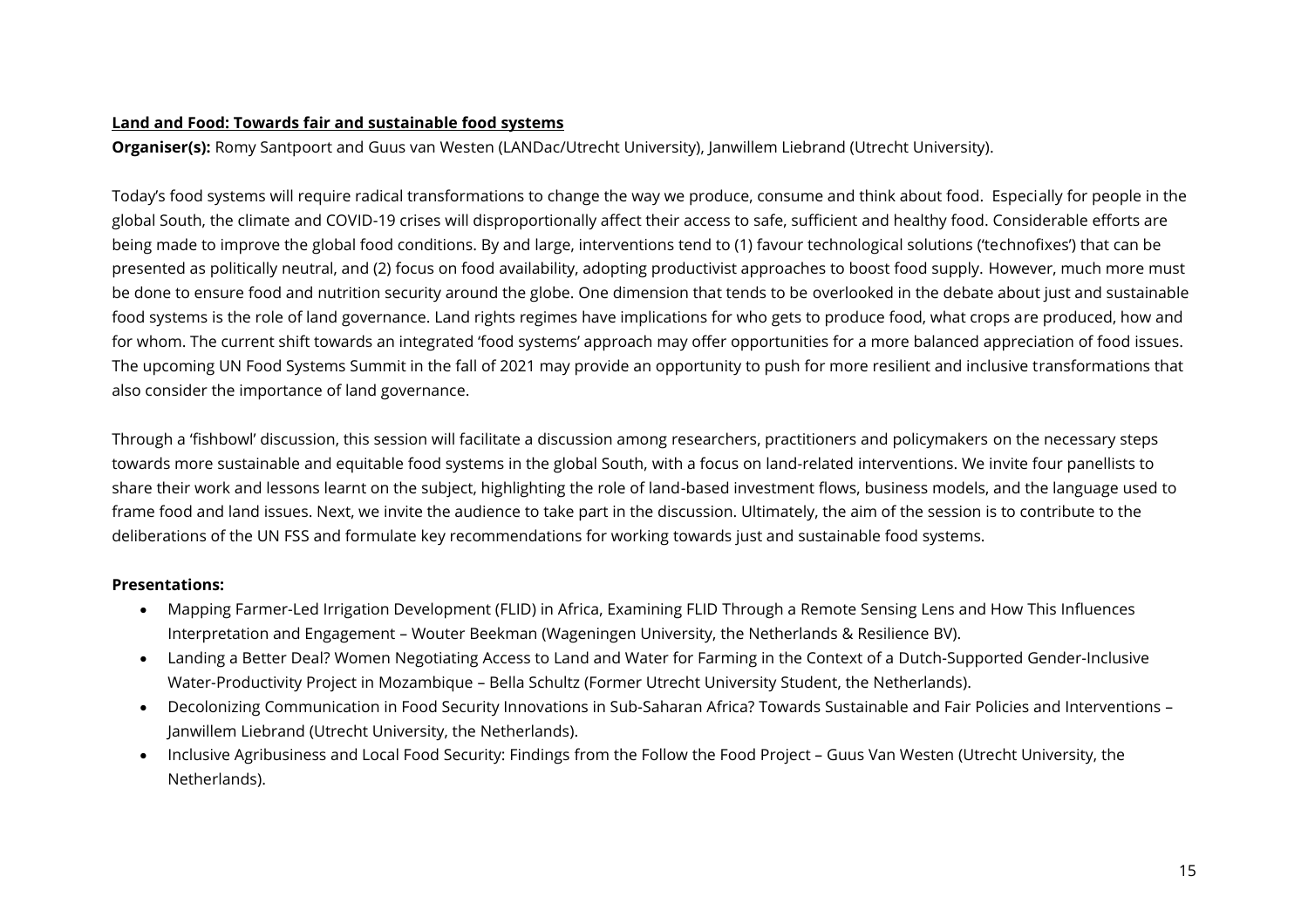**Land and Food: Towards fair and sustainable food systems**

**Organiser(s):** Romy Santpoort and Guus van Westen (LANDac/Utrecht University), Janwillem Liebrand (Utrecht University).

Today's food systems will require radical transformations to change the way we produce, consume and think about food. Especially for people in the global South, the climate and COVID-19 crises will disproportionally affect their access to safe, sufficient and healthy food. Considerable efforts are being made to improve the global food conditions. By and large, interventions tend to (1) favour technological solutions ('technofixes') that can be presented as politically neutral, and (2) focus on food availability, adopting productivist approaches to boost food supply. However, much more must be done to ensure food and nutrition security around the globe. One dimension that tends to be overlooked in the debate about just and sustainable food systems is the role of land governance. Land rights regimes have implications for who gets to produce food, what crops are produced, how and for whom. The current shift towards an integrated 'food systems' approach may offer opportunities for a more balanced appreciation of food issues. The upcoming UN Food Systems Summit in the fall of 2021 may provide an opportunity to push for more resilient and inclusive transformations that also consider the importance of land governance.

Through a 'fishbowl' discussion, this session will facilitate a discussion among researchers, practitioners and policymakers on the necessary steps towards more sustainable and equitable food systems in the global South, with a focus on land-related interventions. We invite four panellists to share their work and lessons learnt on the subject, highlighting the role of land-based investment flows, business models, and the language used to frame food and land issues. Next, we invite the audience to take part in the discussion. Ultimately, the aim of the session is to contribute to the deliberations of the UN FSS and formulate key recommendations for working towards just and sustainable food systems.

**Presentations:**

- Mapping Farmer-Led Irrigation Development (FLID) in Africa, Examining FLID Through a Remote Sensing Lens and How This Influences Interpretation and Engagement – Wouter Beekman (Wageningen University, the Netherlands & Resilience BV).
- Landing a Better Deal? Women Negotiating Access to Land and Water for Farming in the Context of a Dutch-Supported Gender-Inclusive Water-Productivity Project in Mozambique – Bella Schultz (Former Utrecht University Student, the Netherlands).
- Decolonizing Communication in Food Security Innovations in Sub-Saharan Africa? Towards Sustainable and Fair Policies and Interventions – Janwillem Liebrand (Utrecht University, the Netherlands).
- Inclusive Agribusiness and Local Food Security: Findings from the Follow the Food Project – Guus Van Westen (Utrecht University, the Netherlands).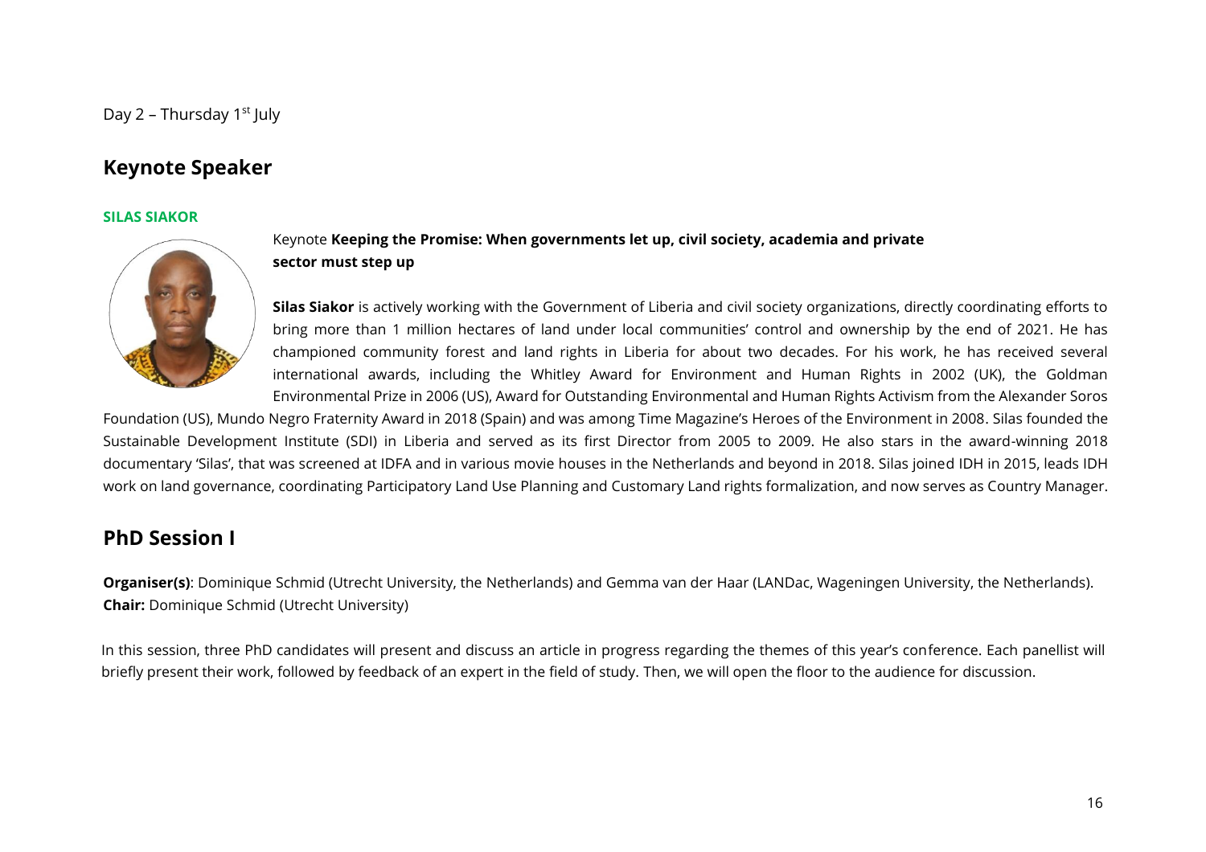Day 2 – Thursday 1st July

## Keynote Speaker

**SILAS SIAKOR**

Keynote **Keeping the Promise: When governments let up, civil society, academia and private sector must step up**

**Silas Siakor** is actively working with the Government of Liberia and civil society organizations, directly coordinating efforts to bring more than 1 million hectares of land under local communities' control and ownership by the end of 2021. He has championed community forest and land rights in Liberia for about two decades. For his work, he has received several international awards, including the Whitley Award for Environment and Human Rights in 2002 (UK), the Goldman Environmental Prize in 2006 (US), Award for Outstanding Environmental and Human Rights Activism from the Alexander Soros Foundation (US), Mundo Negro Fraternity Award in 2018 (Spain) and was among Time Magazine's Heroes of the Environment in 2008. Silas founded the Sustainable Development Institute (SDI) in Liberia and served as its first Director from 2005 to 2009. He also stars in the award-winning 2018 documentary 'Silas', that was screened at IDFA and in various movie houses in the Netherlands and beyond in 2018. Silas joined IDH in 2015, leads IDH work on land governance, coordinating Participatory Land Use Planning and Customary Land rights formalization, and now serves as Country Manager.

## PhD Session I

**Organiser(s)**: Dominique Schmid (Utrecht University, the Netherlands) and Gemma van der Haar (LANDac, Wageningen University, the Netherlands).
**Chair:** Dominique Schmid (Utrecht University)

In this session, three PhD candidates will present and discuss an article in progress regarding the themes of this year's conference. Each panellist will briefly present their work, followed by feedback of an expert in the field of study. Then, we will open the floor to the audience for discussion.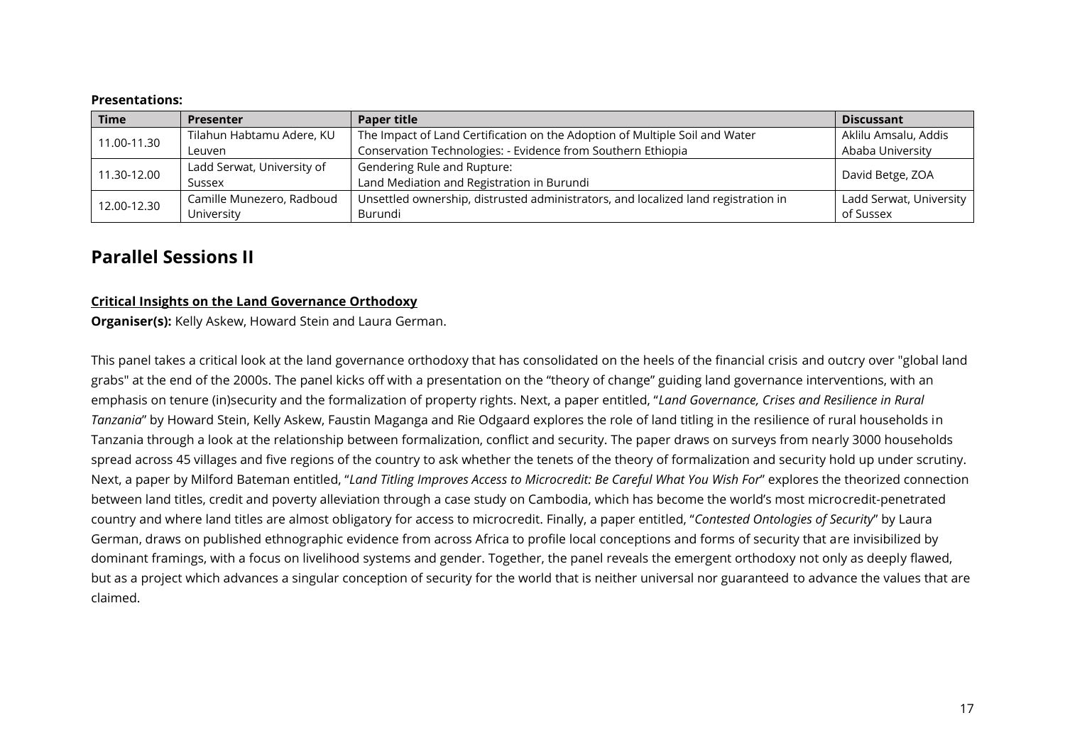**Presentations:**

| Time | Presenter | Paper title | Discussant |
|---|---|---|---|
| 11.00-11.30 | Tilahun Habtamu Adere, KU Leuven | The Impact of Land Certification on the Adoption of Multiple Soil and Water Conservation Technologies: - Evidence from Southern Ethiopia | Aklilu Amsalu, Addis Ababa University |
| 11.30-12.00 | Ladd Serwat, University of Sussex | Gendering Rule and Rupture: Land Mediation and Registration in Burundi | David Betge, ZOA |
| 12.00-12.30 | Camille Munezero, Radboud University | Unsettled ownership, distrusted administrators, and localized land registration in Burundi | Ladd Serwat, University of Sussex |

## Parallel Sessions II

**Critical Insights on the Land Governance Orthodoxy**

**Organiser(s):** Kelly Askew, Howard Stein and Laura German.

This panel takes a critical look at the land governance orthodoxy that has consolidated on the heels of the financial crisis and outcry over "global land grabs" at the end of the 2000s. The panel kicks off with a presentation on the "theory of change" guiding land governance interventions, with an emphasis on tenure (in)security and the formalization of property rights. Next, a paper entitled, "*Land Governance, Crises and Resilience in Rural Tanzania*" by Howard Stein, Kelly Askew, Faustin Maganga and Rie Odgaard explores the role of land titling in the resilience of rural households in Tanzania through a look at the relationship between formalization, conflict and security. The paper draws on surveys from nearly 3000 households spread across 45 villages and five regions of the country to ask whether the tenets of the theory of formalization and security hold up under scrutiny. Next, a paper by Milford Bateman entitled, "*Land Titling Improves Access to Microcredit: Be Careful What You Wish For*" explores the theorized connection between land titles, credit and poverty alleviation through a case study on Cambodia, which has become the world's most microcredit-penetrated country and where land titles are almost obligatory for access to microcredit. Finally, a paper entitled, "*Contested Ontologies of Security*" by Laura German, draws on published ethnographic evidence from across Africa to profile local conceptions and forms of security that are invisibilized by dominant framings, with a focus on livelihood systems and gender. Together, the panel reveals the emergent orthodoxy not only as deeply flawed, but as a project which advances a singular conception of security for the world that is neither universal nor guaranteed to advance the values that are claimed.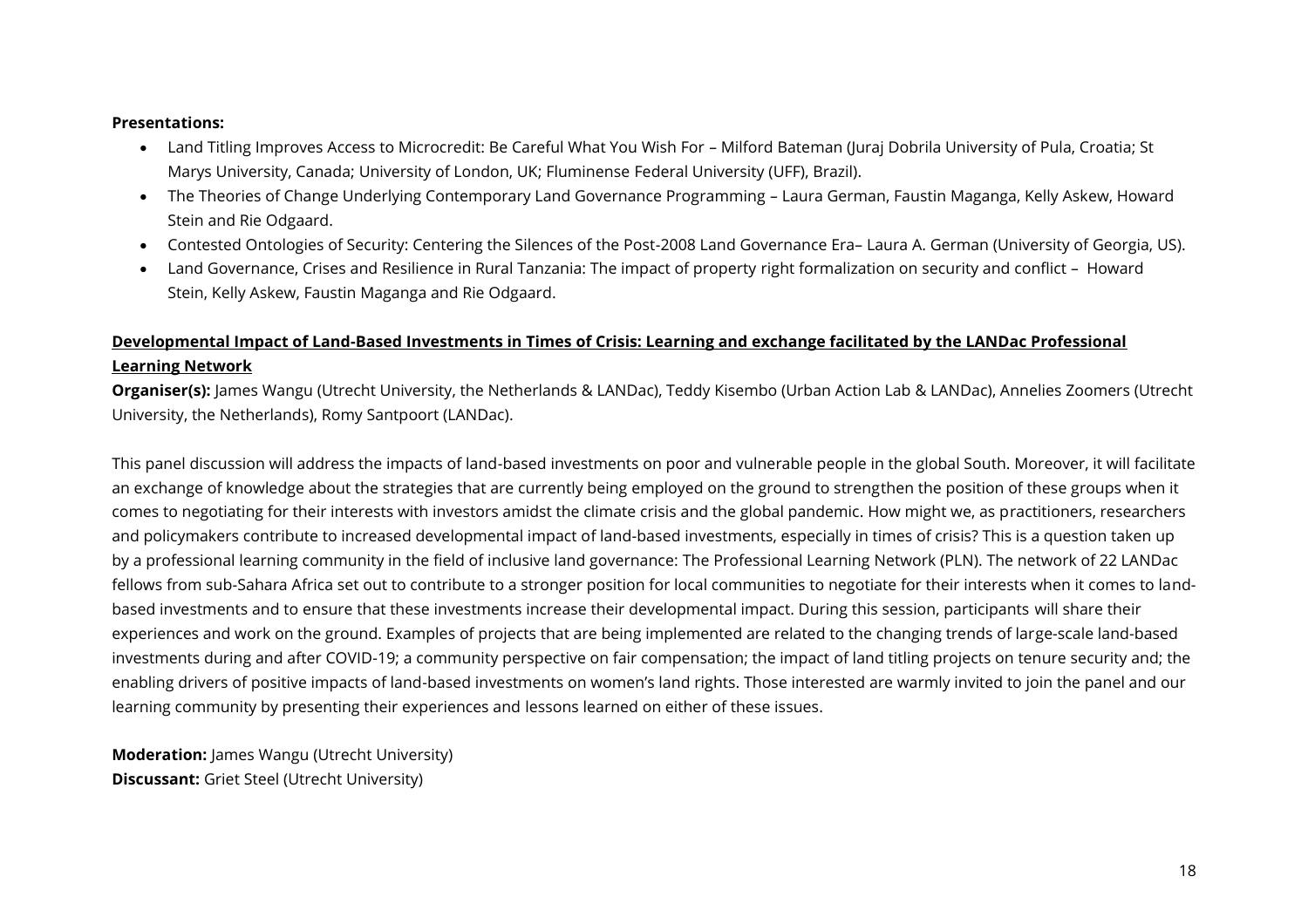**Presentations:**

- Land Titling Improves Access to Microcredit: Be Careful What You Wish For – Milford Bateman (Juraj Dobrila University of Pula, Croatia; St Marys University, Canada; University of London, UK; Fluminense Federal University (UFF), Brazil).
- The Theories of Change Underlying Contemporary Land Governance Programming – Laura German, Faustin Maganga, Kelly Askew, Howard Stein and Rie Odgaard.
- Contested Ontologies of Security: Centering the Silences of the Post-2008 Land Governance Era– Laura A. German (University of Georgia, US).
- Land Governance, Crises and Resilience in Rural Tanzania: The impact of property right formalization on security and conflict – Howard Stein, Kelly Askew, Faustin Maganga and Rie Odgaard.

**Developmental Impact of Land-Based Investments in Times of Crisis: Learning and exchange facilitated by the LANDac Professional Learning Network**

**Organiser(s):** James Wangu (Utrecht University, the Netherlands & LANDac), Teddy Kisembo (Urban Action Lab & LANDac), Annelies Zoomers (Utrecht University, the Netherlands), Romy Santpoort (LANDac).

This panel discussion will address the impacts of land-based investments on poor and vulnerable people in the global South. Moreover, it will facilitate an exchange of knowledge about the strategies that are currently being employed on the ground to strengthen the position of these groups when it comes to negotiating for their interests with investors amidst the climate crisis and the global pandemic. How might we, as practitioners, researchers and policymakers contribute to increased developmental impact of land-based investments, especially in times of crisis? This is a question taken up by a professional learning community in the field of inclusive land governance: The Professional Learning Network (PLN). The network of 22 LANDac fellows from sub-Sahara Africa set out to contribute to a stronger position for local communities to negotiate for their interests when it comes to land-based investments and to ensure that these investments increase their developmental impact. During this session, participants will share their experiences and work on the ground. Examples of projects that are being implemented are related to the changing trends of large-scale land-based investments during and after COVID-19; a community perspective on fair compensation; the impact of land titling projects on tenure security and; the enabling drivers of positive impacts of land-based investments on women's land rights. Those interested are warmly invited to join the panel and our learning community by presenting their experiences and lessons learned on either of these issues.

**Moderation:** James Wangu (Utrecht University)
**Discussant:** Griet Steel (Utrecht University)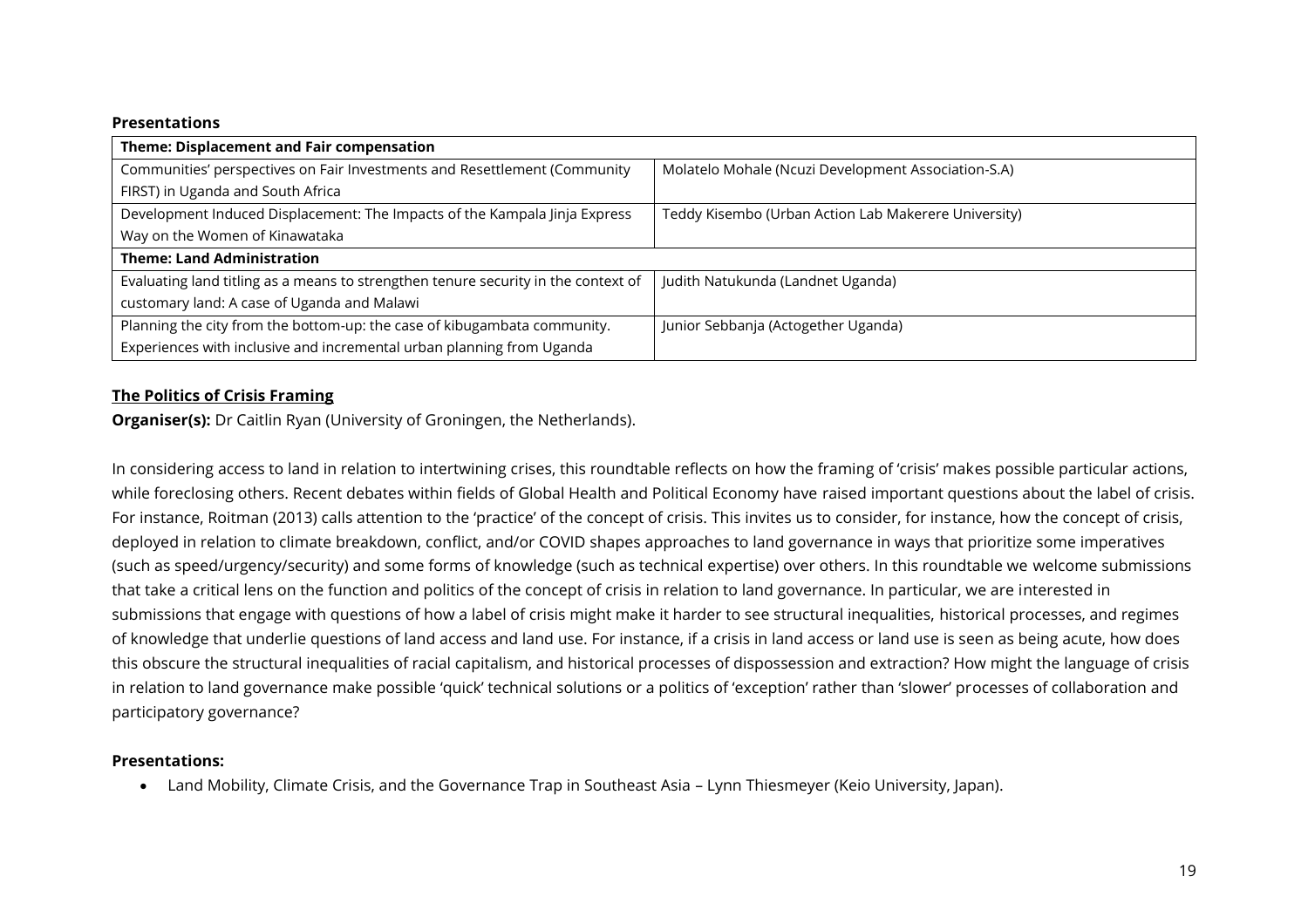**Presentations**

| Theme: Displacement and Fair compensation | |
|---|---|
| Communities' perspectives on Fair Investments and Resettlement (Community FIRST) in Uganda and South Africa | Molatelo Mohale (Ncuzi Development Association-S.A) |
| Development Induced Displacement: The Impacts of the Kampala Jinja Express Way on the Women of Kinawataka | Teddy Kisembo (Urban Action Lab Makerere University) |
| **Theme: Land Administration** | |
| Evaluating land titling as a means to strengthen tenure security in the context of customary land: A case of Uganda and Malawi | Judith Natukunda (Landnet Uganda) |
| Planning the city from the bottom-up: the case of kibugambata community. Experiences with inclusive and incremental urban planning from Uganda | Junior Sebbanja (Actogether Uganda) |

**The Politics of Crisis Framing**

**Organiser(s):** Dr Caitlin Ryan (University of Groningen, the Netherlands).

In considering access to land in relation to intertwining crises, this roundtable reflects on how the framing of 'crisis' makes possible particular actions, while foreclosing others. Recent debates within fields of Global Health and Political Economy have raised important questions about the label of crisis. For instance, Roitman (2013) calls attention to the 'practice' of the concept of crisis. This invites us to consider, for instance, how the concept of crisis, deployed in relation to climate breakdown, conflict, and/or COVID shapes approaches to land governance in ways that prioritize some imperatives (such as speed/urgency/security) and some forms of knowledge (such as technical expertise) over others. In this roundtable we welcome submissions that take a critical lens on the function and politics of the concept of crisis in relation to land governance. In particular, we are interested in submissions that engage with questions of how a label of crisis might make it harder to see structural inequalities, historical processes, and regimes of knowledge that underlie questions of land access and land use. For instance, if a crisis in land access or land use is seen as being acute, how does this obscure the structural inequalities of racial capitalism, and historical processes of dispossession and extraction? How might the language of crisis in relation to land governance make possible 'quick' technical solutions or a politics of 'exception' rather than 'slower' processes of collaboration and participatory governance?

**Presentations:**

- Land Mobility, Climate Crisis, and the Governance Trap in Southeast Asia – Lynn Thiesmeyer (Keio University, Japan).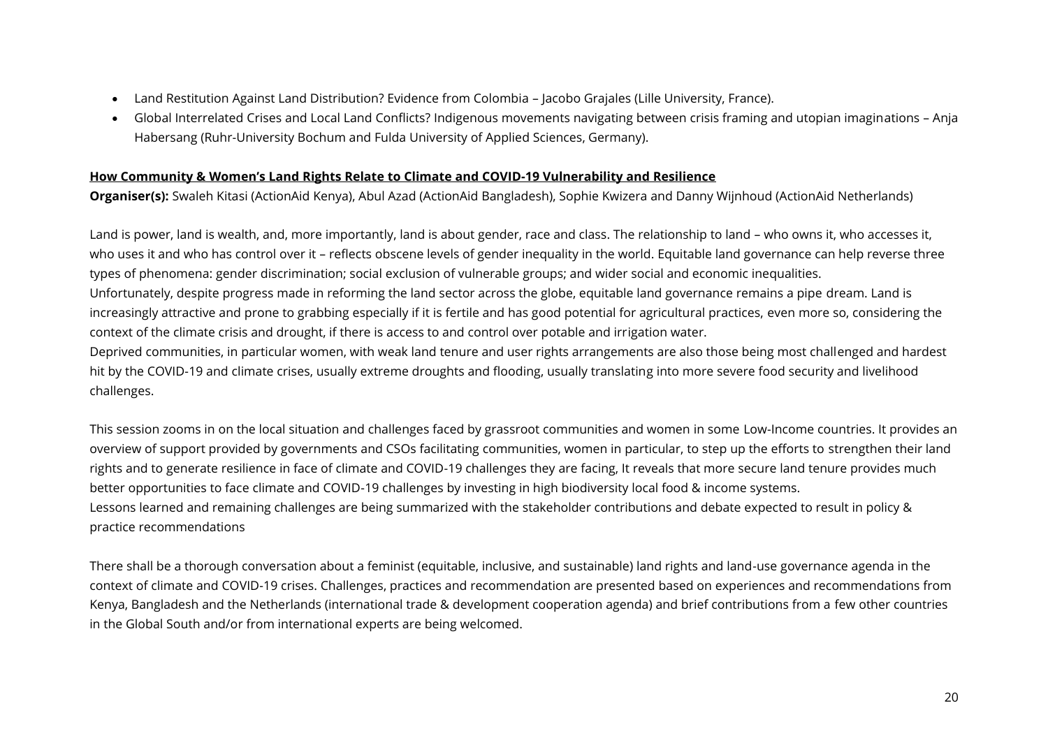- Land Restitution Against Land Distribution? Evidence from Colombia – Jacobo Grajales (Lille University, France).
- Global Interrelated Crises and Local Land Conflicts? Indigenous movements navigating between crisis framing and utopian imaginations – Anja Habersang (Ruhr-University Bochum and Fulda University of Applied Sciences, Germany).

**How Community & Women's Land Rights Relate to Climate and COVID-19 Vulnerability and Resilience**

**Organiser(s):** Swaleh Kitasi (ActionAid Kenya), Abul Azad (ActionAid Bangladesh), Sophie Kwizera and Danny Wijnhoud (ActionAid Netherlands)

Land is power, land is wealth, and, more importantly, land is about gender, race and class. The relationship to land – who owns it, who accesses it, who uses it and who has control over it – reflects obscene levels of gender inequality in the world. Equitable land governance can help reverse three types of phenomena: gender discrimination; social exclusion of vulnerable groups; and wider social and economic inequalities.
Unfortunately, despite progress made in reforming the land sector across the globe, equitable land governance remains a pipe dream. Land is increasingly attractive and prone to grabbing especially if it is fertile and has good potential for agricultural practices, even more so, considering the context of the climate crisis and drought, if there is access to and control over potable and irrigation water.
Deprived communities, in particular women, with weak land tenure and user rights arrangements are also those being most challenged and hardest hit by the COVID-19 and climate crises, usually extreme droughts and flooding, usually translating into more severe food security and livelihood challenges.

This session zooms in on the local situation and challenges faced by grassroot communities and women in some Low-Income countries. It provides an overview of support provided by governments and CSOs facilitating communities, women in particular, to step up the efforts to strengthen their land rights and to generate resilience in face of climate and COVID-19 challenges they are facing, It reveals that more secure land tenure provides much better opportunities to face climate and COVID-19 challenges by investing in high biodiversity local food & income systems.
Lessons learned and remaining challenges are being summarized with the stakeholder contributions and debate expected to result in policy & practice recommendations

There shall be a thorough conversation about a feminist (equitable, inclusive, and sustainable) land rights and land-use governance agenda in the context of climate and COVID-19 crises. Challenges, practices and recommendation are presented based on experiences and recommendations from Kenya, Bangladesh and the Netherlands (international trade & development cooperation agenda) and brief contributions from a few other countries in the Global South and/or from international experts are being welcomed.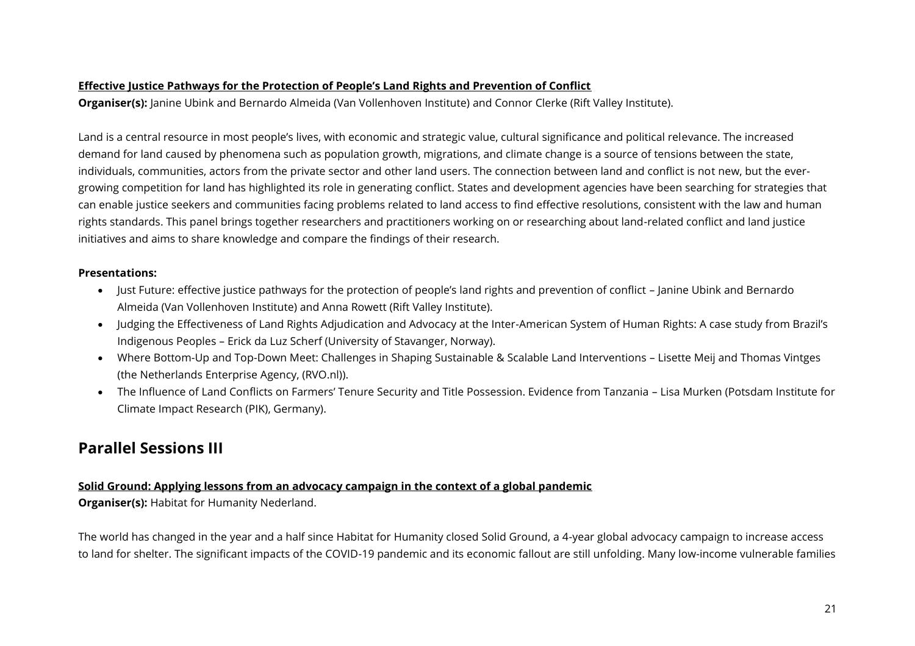**<u>Effective Justice Pathways for the Protection of People's Land Rights and Prevention of Conflict</u>**

**Organiser(s):** Janine Ubink and Bernardo Almeida (Van Vollenhoven Institute) and Connor Clerke (Rift Valley Institute).

Land is a central resource in most people's lives, with economic and strategic value, cultural significance and political relevance. The increased demand for land caused by phenomena such as population growth, migrations, and climate change is a source of tensions between the state, individuals, communities, actors from the private sector and other land users. The connection between land and conflict is not new, but the ever-growing competition for land has highlighted its role in generating conflict. States and development agencies have been searching for strategies that can enable justice seekers and communities facing problems related to land access to find effective resolutions, consistent with the law and human rights standards. This panel brings together researchers and practitioners working on or researching about land-related conflict and land justice initiatives and aims to share knowledge and compare the findings of their research.

**Presentations:**

- Just Future: effective justice pathways for the protection of people's land rights and prevention of conflict – Janine Ubink and Bernardo Almeida (Van Vollenhoven Institute) and Anna Rowett (Rift Valley Institute).
- Judging the Effectiveness of Land Rights Adjudication and Advocacy at the Inter-American System of Human Rights: A case study from Brazil's Indigenous Peoples – Erick da Luz Scherf (University of Stavanger, Norway).
- Where Bottom-Up and Top-Down Meet: Challenges in Shaping Sustainable & Scalable Land Interventions – Lisette Meij and Thomas Vintges (the Netherlands Enterprise Agency, (RVO.nl)).
- The Influence of Land Conflicts on Farmers' Tenure Security and Title Possession. Evidence from Tanzania – Lisa Murken (Potsdam Institute for Climate Impact Research (PIK), Germany).

## Parallel Sessions III

**<u>Solid Ground: Applying lessons from an advocacy campaign in the context of a global pandemic</u>**

**Organiser(s):** Habitat for Humanity Nederland.

The world has changed in the year and a half since Habitat for Humanity closed Solid Ground, a 4-year global advocacy campaign to increase access to land for shelter. The significant impacts of the COVID-19 pandemic and its economic fallout are still unfolding. Many low-income vulnerable families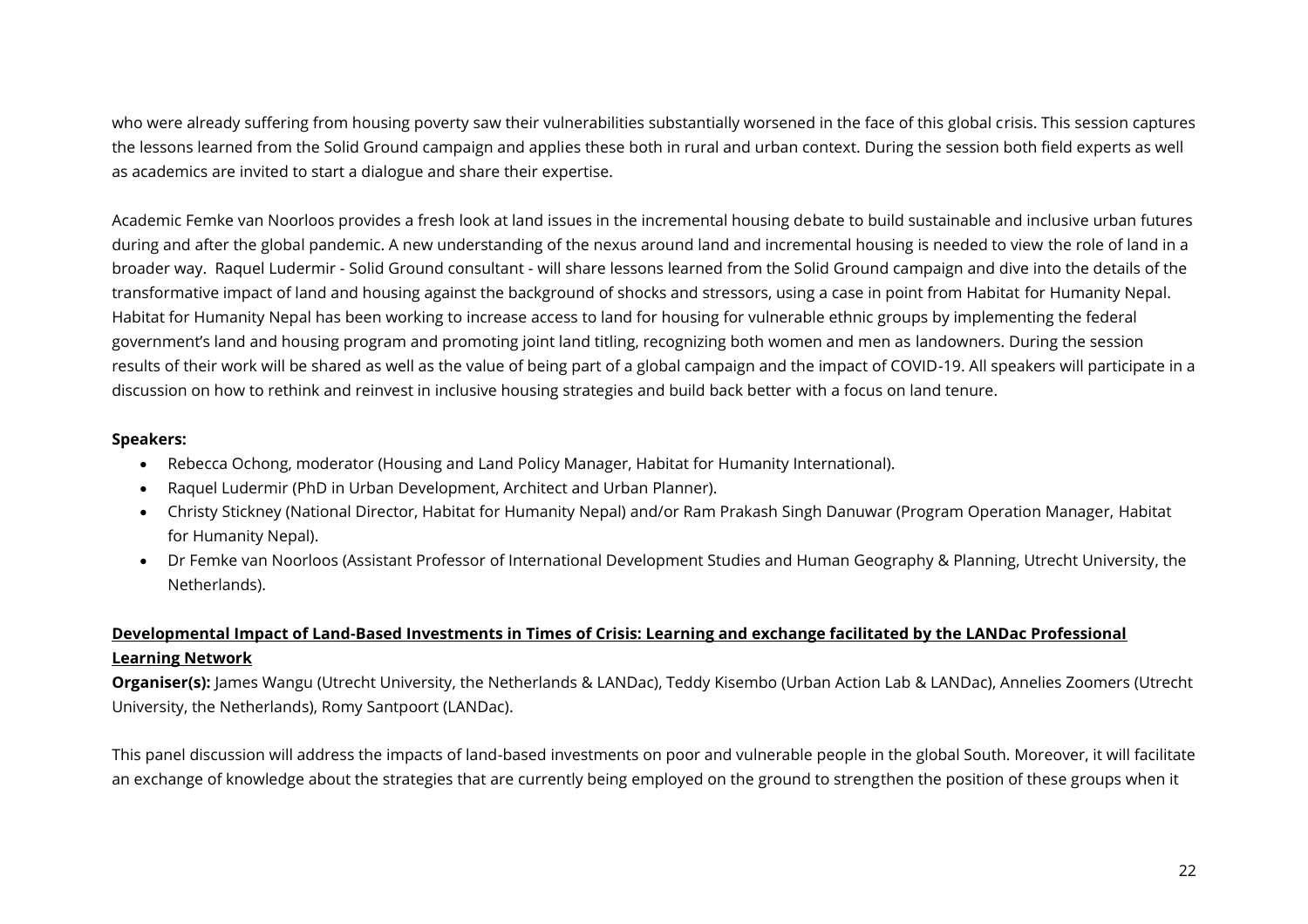who were already suffering from housing poverty saw their vulnerabilities substantially worsened in the face of this global crisis. This session captures the lessons learned from the Solid Ground campaign and applies these both in rural and urban context. During the session both field experts as well as academics are invited to start a dialogue and share their expertise.

Academic Femke van Noorloos provides a fresh look at land issues in the incremental housing debate to build sustainable and inclusive urban futures during and after the global pandemic. A new understanding of the nexus around land and incremental housing is needed to view the role of land in a broader way. Raquel Ludermir - Solid Ground consultant - will share lessons learned from the Solid Ground campaign and dive into the details of the transformative impact of land and housing against the background of shocks and stressors, using a case in point from Habitat for Humanity Nepal. Habitat for Humanity Nepal has been working to increase access to land for housing for vulnerable ethnic groups by implementing the federal government's land and housing program and promoting joint land titling, recognizing both women and men as landowners. During the session results of their work will be shared as well as the value of being part of a global campaign and the impact of COVID-19. All speakers will participate in a discussion on how to rethink and reinvest in inclusive housing strategies and build back better with a focus on land tenure.

**Speakers:**

- Rebecca Ochong, moderator (Housing and Land Policy Manager, Habitat for Humanity International).
- Raquel Ludermir (PhD in Urban Development, Architect and Urban Planner).
- Christy Stickney (National Director, Habitat for Humanity Nepal) and/or Ram Prakash Singh Danuwar (Program Operation Manager, Habitat for Humanity Nepal).
- Dr Femke van Noorloos (Assistant Professor of International Development Studies and Human Geography & Planning, Utrecht University, the Netherlands).

**Developmental Impact of Land-Based Investments in Times of Crisis: Learning and exchange facilitated by the LANDac Professional Learning Network**

**Organiser(s):** James Wangu (Utrecht University, the Netherlands & LANDac), Teddy Kisembo (Urban Action Lab & LANDac), Annelies Zoomers (Utrecht University, the Netherlands), Romy Santpoort (LANDac).

This panel discussion will address the impacts of land-based investments on poor and vulnerable people in the global South. Moreover, it will facilitate an exchange of knowledge about the strategies that are currently being employed on the ground to strengthen the position of these groups when it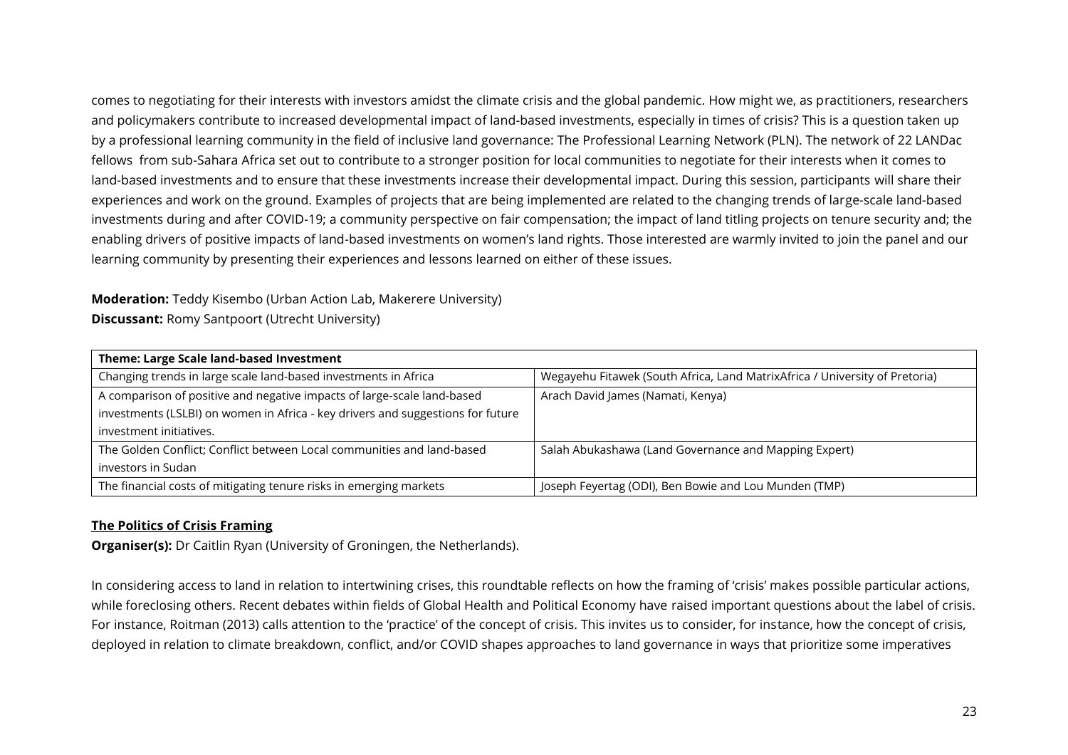comes to negotiating for their interests with investors amidst the climate crisis and the global pandemic. How might we, as practitioners, researchers and policymakers contribute to increased developmental impact of land-based investments, especially in times of crisis? This is a question taken up by a professional learning community in the field of inclusive land governance: The Professional Learning Network (PLN). The network of 22 LANDac fellows from sub-Sahara Africa set out to contribute to a stronger position for local communities to negotiate for their interests when it comes to land-based investments and to ensure that these investments increase their developmental impact. During this session, participants will share their experiences and work on the ground. Examples of projects that are being implemented are related to the changing trends of large-scale land-based investments during and after COVID-19; a community perspective on fair compensation; the impact of land titling projects on tenure security and; the enabling drivers of positive impacts of land-based investments on women's land rights. Those interested are warmly invited to join the panel and our learning community by presenting their experiences and lessons learned on either of these issues.

**Moderation:** Teddy Kisembo (Urban Action Lab, Makerere University)
**Discussant:** Romy Santpoort (Utrecht University)

| **Theme: Large Scale land-based Investment** | |
|---|---|
| Changing trends in large scale land-based investments in Africa | Wegayehu Fitawek (South Africa, Land MatrixAfrica / University of Pretoria) |
| A comparison of positive and negative impacts of large-scale land-based investments (LSLBI) on women in Africa - key drivers and suggestions for future investment initiatives. | Arach David James (Namati, Kenya) |
| The Golden Conflict; Conflict between Local communities and land-based investors in Sudan | Salah Abukashawa (Land Governance and Mapping Expert) |
| The financial costs of mitigating tenure risks in emerging markets | Joseph Feyertag (ODI), Ben Bowie and Lou Munden (TMP) |

## The Politics of Crisis Framing

**Organiser(s):** Dr Caitlin Ryan (University of Groningen, the Netherlands).

In considering access to land in relation to intertwining crises, this roundtable reflects on how the framing of 'crisis' makes possible particular actions, while foreclosing others. Recent debates within fields of Global Health and Political Economy have raised important questions about the label of crisis. For instance, Roitman (2013) calls attention to the 'practice' of the concept of crisis. This invites us to consider, for instance, how the concept of crisis, deployed in relation to climate breakdown, conflict, and/or COVID shapes approaches to land governance in ways that prioritize some imperatives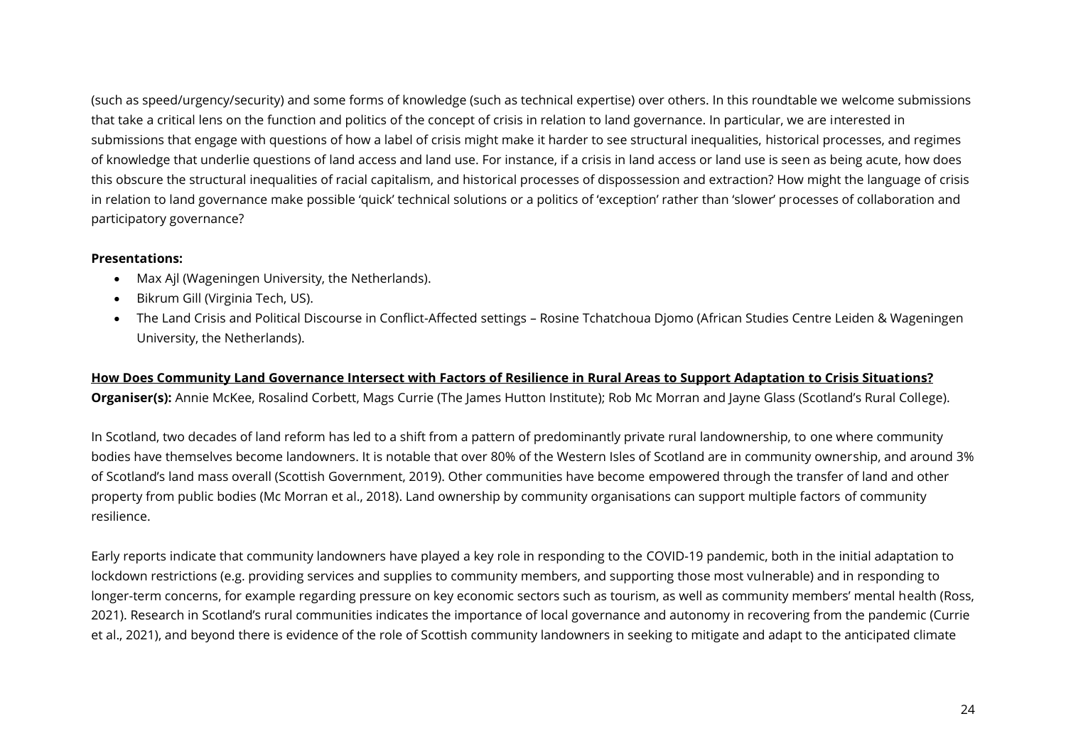(such as speed/urgency/security) and some forms of knowledge (such as technical expertise) over others. In this roundtable we welcome submissions that take a critical lens on the function and politics of the concept of crisis in relation to land governance. In particular, we are interested in submissions that engage with questions of how a label of crisis might make it harder to see structural inequalities, historical processes, and regimes of knowledge that underlie questions of land access and land use. For instance, if a crisis in land access or land use is seen as being acute, how does this obscure the structural inequalities of racial capitalism, and historical processes of dispossession and extraction? How might the language of crisis in relation to land governance make possible 'quick' technical solutions or a politics of 'exception' rather than 'slower' processes of collaboration and participatory governance?

**Presentations:**

- Max Ajl (Wageningen University, the Netherlands).
- Bikrum Gill (Virginia Tech, US).
- The Land Crisis and Political Discourse in Conflict-Affected settings – Rosine Tchatchoua Djomo (African Studies Centre Leiden & Wageningen University, the Netherlands).

**How Does Community Land Governance Intersect with Factors of Resilience in Rural Areas to Support Adaptation to Crisis Situations?**

**Organiser(s):** Annie McKee, Rosalind Corbett, Mags Currie (The James Hutton Institute); Rob Mc Morran and Jayne Glass (Scotland's Rural College).

In Scotland, two decades of land reform has led to a shift from a pattern of predominantly private rural landownership, to one where community bodies have themselves become landowners. It is notable that over 80% of the Western Isles of Scotland are in community ownership, and around 3% of Scotland's land mass overall (Scottish Government, 2019). Other communities have become empowered through the transfer of land and other property from public bodies (Mc Morran et al., 2018). Land ownership by community organisations can support multiple factors of community resilience.

Early reports indicate that community landowners have played a key role in responding to the COVID-19 pandemic, both in the initial adaptation to lockdown restrictions (e.g. providing services and supplies to community members, and supporting those most vulnerable) and in responding to longer-term concerns, for example regarding pressure on key economic sectors such as tourism, as well as community members' mental health (Ross, 2021). Research in Scotland's rural communities indicates the importance of local governance and autonomy in recovering from the pandemic (Currie et al., 2021), and beyond there is evidence of the role of Scottish community landowners in seeking to mitigate and adapt to the anticipated climate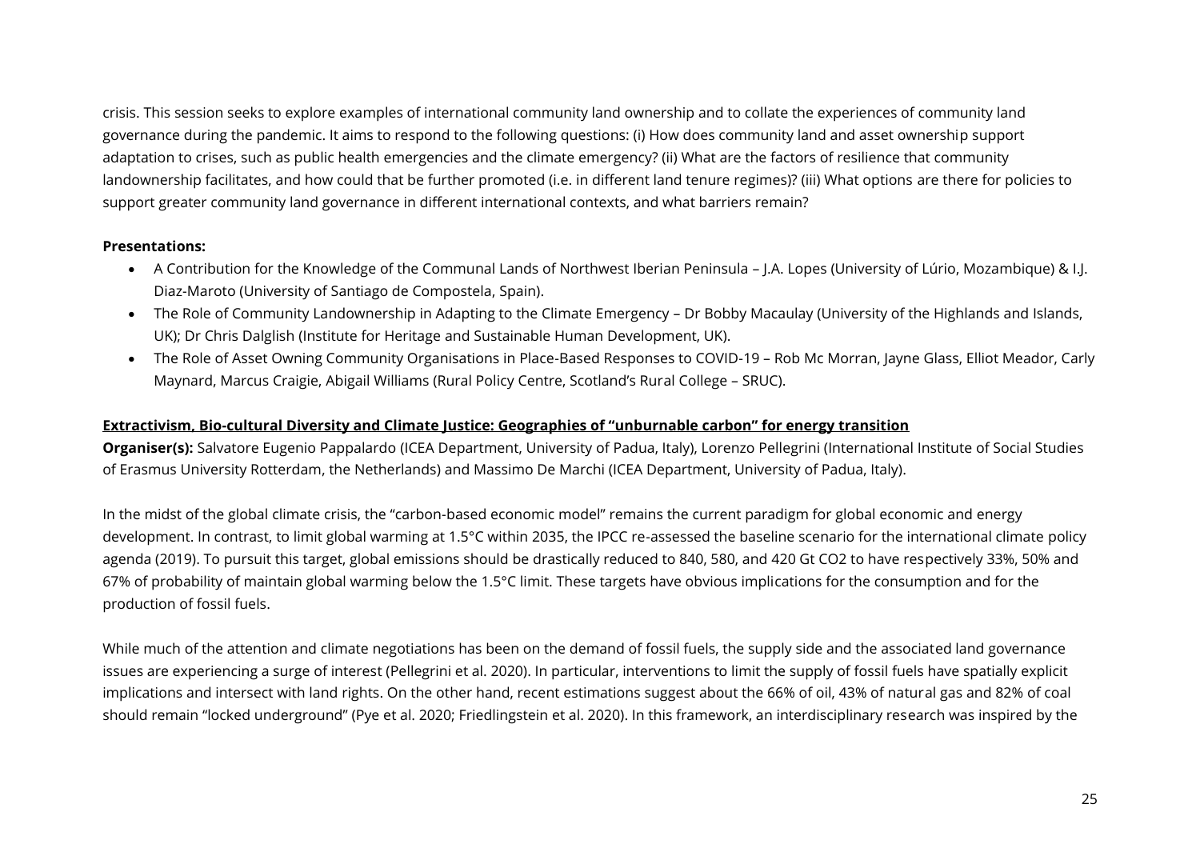crisis. This session seeks to explore examples of international community land ownership and to collate the experiences of community land governance during the pandemic. It aims to respond to the following questions: (i) How does community land and asset ownership support adaptation to crises, such as public health emergencies and the climate emergency? (ii) What are the factors of resilience that community landownership facilitates, and how could that be further promoted (i.e. in different land tenure regimes)? (iii) What options are there for policies to support greater community land governance in different international contexts, and what barriers remain?

**Presentations:**

- A Contribution for the Knowledge of the Communal Lands of Northwest Iberian Peninsula – J.A. Lopes (University of Lúrio, Mozambique) & I.J. Diaz-Maroto (University of Santiago de Compostela, Spain).
- The Role of Community Landownership in Adapting to the Climate Emergency – Dr Bobby Macaulay (University of the Highlands and Islands, UK); Dr Chris Dalglish (Institute for Heritage and Sustainable Human Development, UK).
- The Role of Asset Owning Community Organisations in Place-Based Responses to COVID-19 – Rob Mc Morran, Jayne Glass, Elliot Meador, Carly Maynard, Marcus Craigie, Abigail Williams (Rural Policy Centre, Scotland's Rural College – SRUC).

**Extractivism, Bio-cultural Diversity and Climate Justice: Geographies of "unburnable carbon" for energy transition**

**Organiser(s):** Salvatore Eugenio Pappalardo (ICEA Department, University of Padua, Italy), Lorenzo Pellegrini (International Institute of Social Studies of Erasmus University Rotterdam, the Netherlands) and Massimo De Marchi (ICEA Department, University of Padua, Italy).

In the midst of the global climate crisis, the "carbon-based economic model" remains the current paradigm for global economic and energy development. In contrast, to limit global warming at 1.5°C within 2035, the IPCC re-assessed the baseline scenario for the international climate policy agenda (2019). To pursuit this target, global emissions should be drastically reduced to 840, 580, and 420 Gt $CO_2$ to have respectively 33%, 50% and 67% of probability of maintain global warming below the 1.5°C limit. These targets have obvious implications for the consumption and for the production of fossil fuels.

While much of the attention and climate negotiations has been on the demand of fossil fuels, the supply side and the associated land governance issues are experiencing a surge of interest (Pellegrini et al. 2020). In particular, interventions to limit the supply of fossil fuels have spatially explicit implications and intersect with land rights. On the other hand, recent estimations suggest about the 66% of oil, 43% of natural gas and 82% of coal should remain "locked underground" (Pye et al. 2020; Friedlingstein et al. 2020). In this framework, an interdisciplinary research was inspired by the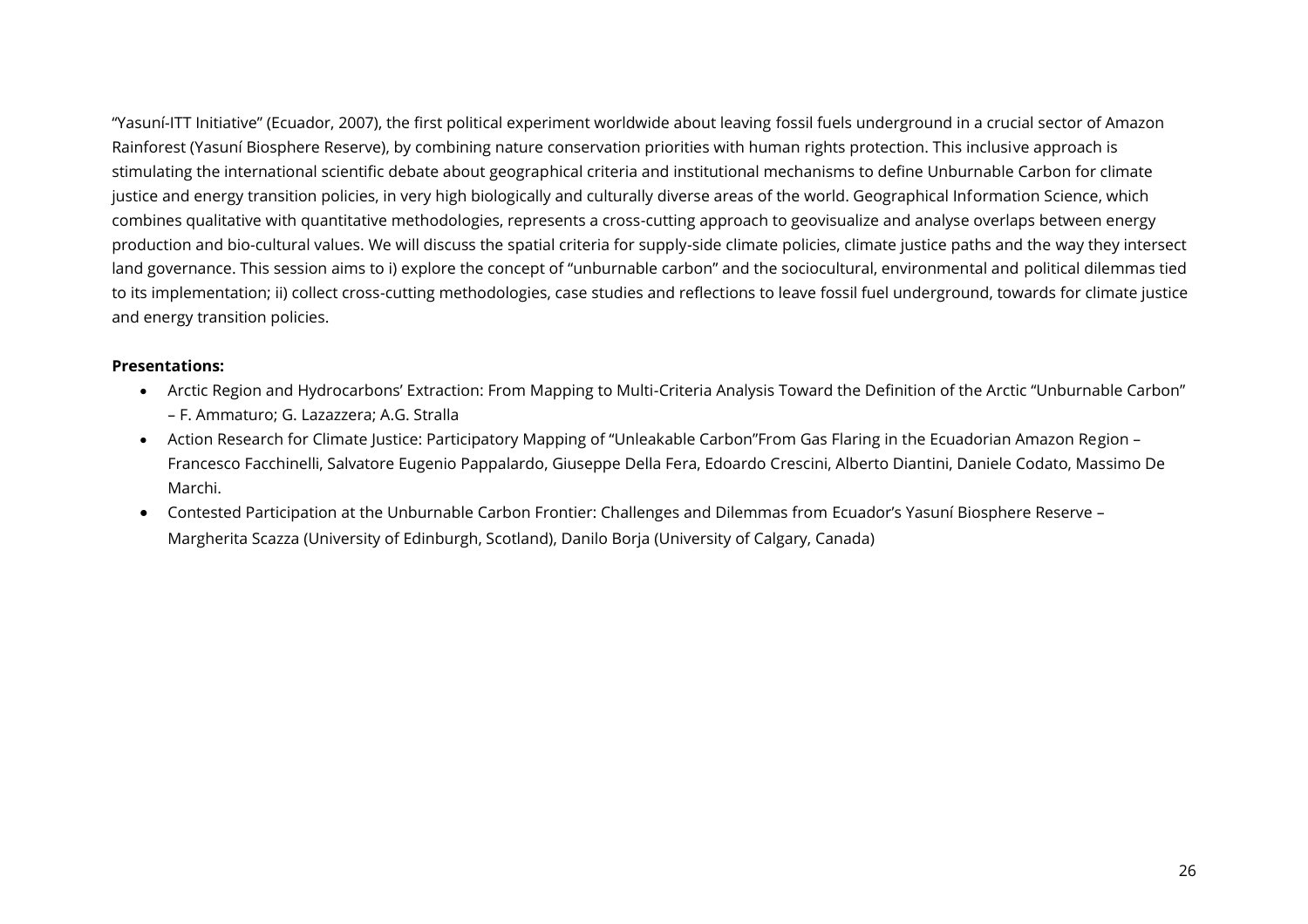"Yasuní-ITT Initiative" (Ecuador, 2007), the first political experiment worldwide about leaving fossil fuels underground in a crucial sector of Amazon Rainforest (Yasuní Biosphere Reserve), by combining nature conservation priorities with human rights protection. This inclusive approach is stimulating the international scientific debate about geographical criteria and institutional mechanisms to define Unburnable Carbon for climate justice and energy transition policies, in very high biologically and culturally diverse areas of the world. Geographical Information Science, which combines qualitative with quantitative methodologies, represents a cross-cutting approach to geovisualize and analyse overlaps between energy production and bio-cultural values. We will discuss the spatial criteria for supply-side climate policies, climate justice paths and the way they intersect land governance. This session aims to i) explore the concept of "unburnable carbon" and the sociocultural, environmental and political dilemmas tied to its implementation; ii) collect cross-cutting methodologies, case studies and reflections to leave fossil fuel underground, towards for climate justice and energy transition policies.

**Presentations:**

- Arctic Region and Hydrocarbons' Extraction: From Mapping to Multi-Criteria Analysis Toward the Definition of the Arctic "Unburnable Carbon" – F. Ammaturo; G. Lazazzera; A.G. Stralla
- Action Research for Climate Justice: Participatory Mapping of "Unleakable Carbon"From Gas Flaring in the Ecuadorian Amazon Region – Francesco Facchinelli, Salvatore Eugenio Pappalardo, Giuseppe Della Fera, Edoardo Crescini, Alberto Diantini, Daniele Codato, Massimo De Marchi.
- Contested Participation at the Unburnable Carbon Frontier: Challenges and Dilemmas from Ecuador's Yasuní Biosphere Reserve – Margherita Scazza (University of Edinburgh, Scotland), Danilo Borja (University of Calgary, Canada)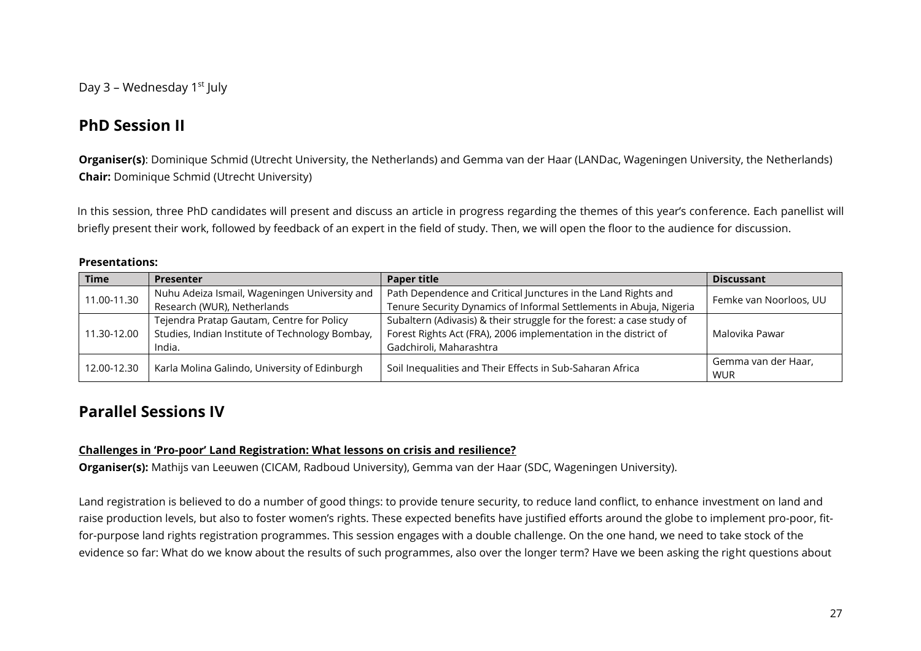Day 3 – Wednesday 1st July

## PhD Session II

**Organiser(s)**: Dominique Schmid (Utrecht University, the Netherlands) and Gemma van der Haar (LANDac, Wageningen University, the Netherlands)
**Chair:** Dominique Schmid (Utrecht University)

In this session, three PhD candidates will present and discuss an article in progress regarding the themes of this year's conference. Each panellist will briefly present their work, followed by feedback of an expert in the field of study. Then, we will open the floor to the audience for discussion.

**Presentations:**

| Time | Presenter | Paper title | Discussant |
|---|---|---|---|
| 11.00-11.30 | Nuhu Adeiza Ismail, Wageningen University and Research (WUR), Netherlands | Path Dependence and Critical Junctures in the Land Rights and Tenure Security Dynamics of Informal Settlements in Abuja, Nigeria | Femke van Noorloos, UU |
| 11.30-12.00 | Tejendra Pratap Gautam, Centre for Policy Studies, Indian Institute of Technology Bombay, India. | Subaltern (Adivasis) & their struggle for the forest: a case study of Forest Rights Act (FRA), 2006 implementation in the district of Gadchiroli, Maharashtra | Malovika Pawar |
| 12.00-12.30 | Karla Molina Galindo, University of Edinburgh | Soil Inequalities and Their Effects in Sub-Saharan Africa | Gemma van der Haar, WUR |

## Parallel Sessions IV

**Challenges in 'Pro-poor' Land Registration: What lessons on crisis and resilience?**
**Organiser(s):** Mathijs van Leeuwen (CICAM, Radboud University), Gemma van der Haar (SDC, Wageningen University).

Land registration is believed to do a number of good things: to provide tenure security, to reduce land conflict, to enhance investment on land and raise production levels, but also to foster women's rights. These expected benefits have justified efforts around the globe to implement pro-poor, fit-for-purpose land rights registration programmes. This session engages with a double challenge. On the one hand, we need to take stock of the evidence so far: What do we know about the results of such programmes, also over the longer term? Have we been asking the right questions about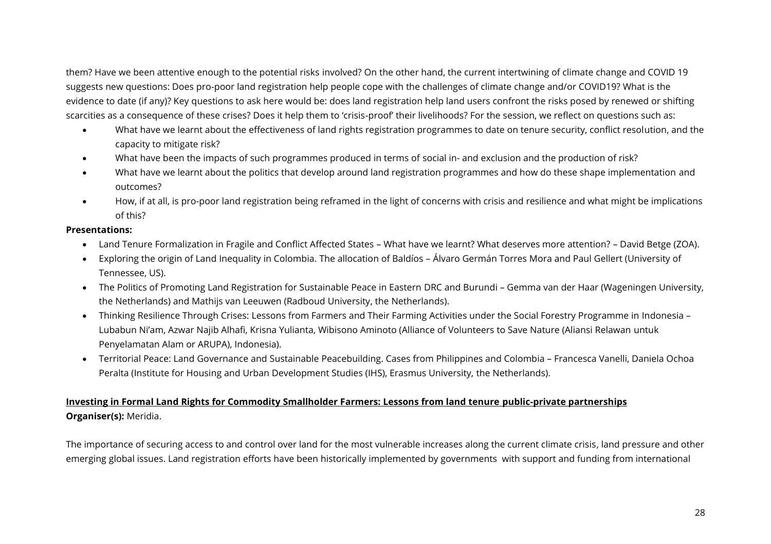them? Have we been attentive enough to the potential risks involved? On the other hand, the current intertwining of climate change and COVID 19 suggests new questions: Does pro-poor land registration help people cope with the challenges of climate change and/or COVID19? What is the evidence to date (if any)? Key questions to ask here would be: does land registration help land users confront the risks posed by renewed or shifting scarcities as a consequence of these crises? Does it help them to 'crisis-proof' their livelihoods? For the session, we reflect on questions such as:

- What have we learnt about the effectiveness of land rights registration programmes to date on tenure security, conflict resolution, and the capacity to mitigate risk?
- What have been the impacts of such programmes produced in terms of social in- and exclusion and the production of risk?
- What have we learnt about the politics that develop around land registration programmes and how do these shape implementation and outcomes?
- How, if at all, is pro-poor land registration being reframed in the light of concerns with crisis and resilience and what might be implications of this?

**Presentations:**

- Land Tenure Formalization in Fragile and Conflict Affected States – What have we learnt? What deserves more attention? – David Betge (ZOA).
- Exploring the origin of Land Inequality in Colombia. The allocation of Baldíos – Álvaro Germán Torres Mora and Paul Gellert (University of Tennessee, US).
- The Politics of Promoting Land Registration for Sustainable Peace in Eastern DRC and Burundi – Gemma van der Haar (Wageningen University, the Netherlands) and Mathijs van Leeuwen (Radboud University, the Netherlands).
- Thinking Resilience Through Crises: Lessons from Farmers and Their Farming Activities under the Social Forestry Programme in Indonesia – Lubabun Ni'am, Azwar Najib Alhafi, Krisna Yulianta, Wibisono Aminoto (Alliance of Volunteers to Save Nature (Aliansi Relawan untuk Penyelamatan Alam or ARUPA), Indonesia).
- Territorial Peace: Land Governance and Sustainable Peacebuilding. Cases from Philippines and Colombia – Francesca Vanelli, Daniela Ochoa Peralta (Institute for Housing and Urban Development Studies (IHS), Erasmus University, the Netherlands).

**Investing in Formal Land Rights for Commodity Smallholder Farmers: Lessons from land tenure public-private partnerships**

**Organiser(s):** Meridia.

The importance of securing access to and control over land for the most vulnerable increases along the current climate crisis, land pressure and other emerging global issues. Land registration efforts have been historically implemented by governments with support and funding from international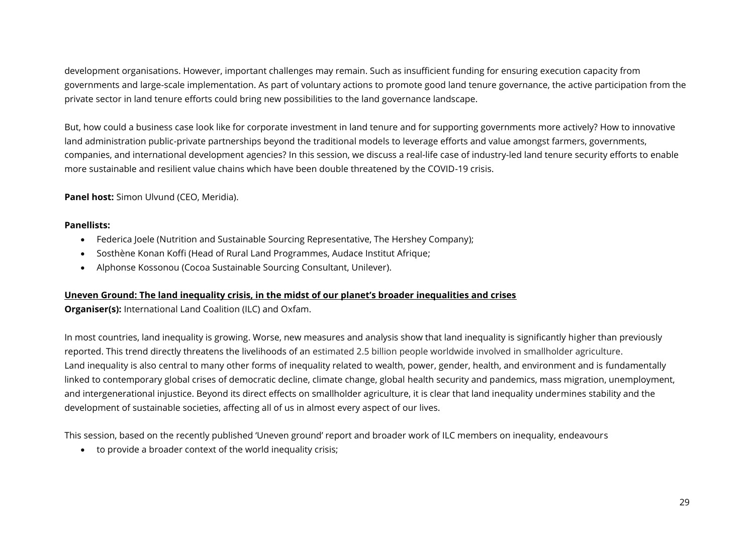development organisations. However, important challenges may remain. Such as insufficient funding for ensuring execution capacity from governments and large-scale implementation. As part of voluntary actions to promote good land tenure governance, the active participation from the private sector in land tenure efforts could bring new possibilities to the land governance landscape.

But, how could a business case look like for corporate investment in land tenure and for supporting governments more actively? How to innovative land administration public-private partnerships beyond the traditional models to leverage efforts and value amongst farmers, governments, companies, and international development agencies? In this session, we discuss a real-life case of industry-led land tenure security efforts to enable more sustainable and resilient value chains which have been double threatened by the COVID-19 crisis.

**Panel host:** Simon Ulvund (CEO, Meridia).

**Panellists:**

- Federica Joele (Nutrition and Sustainable Sourcing Representative, The Hershey Company);
- Sosthène Konan Koffi (Head of Rural Land Programmes, Audace Institut Afrique;
- Alphonse Kossonou (Cocoa Sustainable Sourcing Consultant, Unilever).

**Uneven Ground: The land inequality crisis, in the midst of our planet's broader inequalities and crises**

**Organiser(s):** International Land Coalition (ILC) and Oxfam.

In most countries, land inequality is growing. Worse, new measures and analysis show that land inequality is significantly higher than previously reported. This trend directly threatens the livelihoods of an estimated 2.5 billion people worldwide involved in smallholder agriculture. Land inequality is also central to many other forms of inequality related to wealth, power, gender, health, and environment and is fundamentally linked to contemporary global crises of democratic decline, climate change, global health security and pandemics, mass migration, unemployment, and intergenerational injustice. Beyond its direct effects on smallholder agriculture, it is clear that land inequality undermines stability and the development of sustainable societies, affecting all of us in almost every aspect of our lives.

This session, based on the recently published 'Uneven ground' report and broader work of ILC members on inequality, endeavours

- to provide a broader context of the world inequality crisis;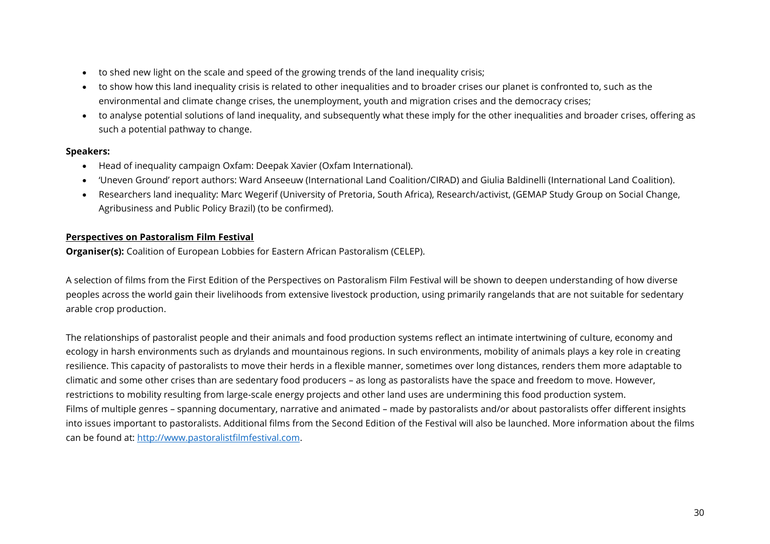- to shed new light on the scale and speed of the growing trends of the land inequality crisis;
- to show how this land inequality crisis is related to other inequalities and to broader crises our planet is confronted to, such as the environmental and climate change crises, the unemployment, youth and migration crises and the democracy crises;
- to analyse potential solutions of land inequality, and subsequently what these imply for the other inequalities and broader crises, offering as such a potential pathway to change.

**Speakers:**

- Head of inequality campaign Oxfam: Deepak Xavier (Oxfam International).
- 'Uneven Ground' report authors: Ward Anseeuw (International Land Coalition/CIRAD) and Giulia Baldinelli (International Land Coalition).
- Researchers land inequality: Marc Wegerif (University of Pretoria, South Africa), Research/activist, (GEMAP Study Group on Social Change, Agribusiness and Public Policy Brazil) (to be confirmed).

**Perspectives on Pastoralism Film Festival**

**Organiser(s):** Coalition of European Lobbies for Eastern African Pastoralism (CELEP).

A selection of films from the First Edition of the Perspectives on Pastoralism Film Festival will be shown to deepen understanding of how diverse peoples across the world gain their livelihoods from extensive livestock production, using primarily rangelands that are not suitable for sedentary arable crop production.

The relationships of pastoralist people and their animals and food production systems reflect an intimate intertwining of culture, economy and ecology in harsh environments such as drylands and mountainous regions. In such environments, mobility of animals plays a key role in creating resilience. This capacity of pastoralists to move their herds in a flexible manner, sometimes over long distances, renders them more adaptable to climatic and some other crises than are sedentary food producers – as long as pastoralists have the space and freedom to move. However, restrictions to mobility resulting from large-scale energy projects and other land uses are undermining this food production system.
Films of multiple genres – spanning documentary, narrative and animated – made by pastoralists and/or about pastoralists offer different insights into issues important to pastoralists. Additional films from the Second Edition of the Festival will also be launched. More information about the films can be found at: [http://www.pastoralistfilmfestival.com](http://www.pastoralistfilmfestival.com).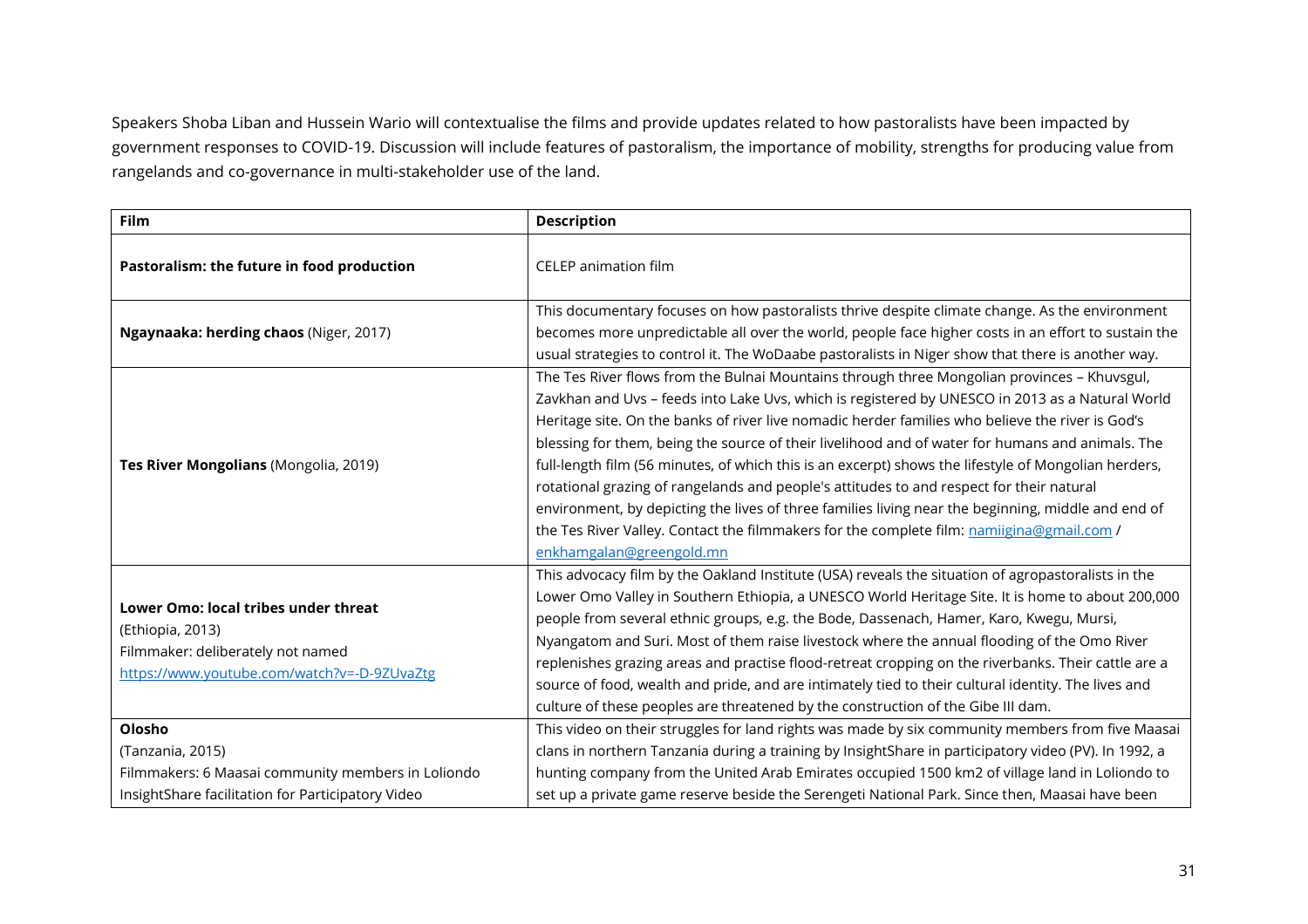Speakers Shoba Liban and Hussein Wario will contextualise the films and provide updates related to how pastoralists have been impacted by government responses to COVID-19. Discussion will include features of pastoralism, the importance of mobility, strengths for producing value from rangelands and co-governance in multi-stakeholder use of the land.

| Film | Description |
|---|---|
| **Pastoralism: the future in food production** | CELEP animation film |
| **Ngaynaaka: herding chaos** (Niger, 2017) | This documentary focuses on how pastoralists thrive despite climate change. As the environment becomes more unpredictable all over the world, people face higher costs in an effort to sustain the usual strategies to control it. The WoDaabe pastoralists in Niger show that there is another way. |
| **Tes River Mongolians** (Mongolia, 2019) | The Tes River flows from the Bulnai Mountains through three Mongolian provinces – Khuvsgul, Zavkhan and Uvs – feeds into Lake Uvs, which is registered by UNESCO in 2013 as a Natural World Heritage site. On the banks of river live nomadic herder families who believe the river is God's blessing for them, being the source of their livelihood and of water for humans and animals. The full-length film (56 minutes, of which this is an excerpt) shows the lifestyle of Mongolian herders, rotational grazing of rangelands and people's attitudes to and respect for their natural environment, by depicting the lives of three families living near the beginning, middle and end of the Tes River Valley. Contact the filmmakers for the complete film: namiigina@gmail.com / enkhamgalan@greengold.mn |
| **Lower Omo: local tribes under threat** (Ethiopia, 2013) Filmmaker: deliberately not named https://www.youtube.com/watch?v=-D-9ZUvaZtg | This advocacy film by the Oakland Institute (USA) reveals the situation of agropastoralists in the Lower Omo Valley in Southern Ethiopia, a UNESCO World Heritage Site. It is home to about 200,000 people from several ethnic groups, e.g. the Bode, Dassenach, Hamer, Karo, Kwegu, Mursi, Nyangatom and Suri. Most of them raise livestock where the annual flooding of the Omo River replenishes grazing areas and practise flood-retreat cropping on the riverbanks. Their cattle are a source of food, wealth and pride, and are intimately tied to their cultural identity. The lives and culture of these peoples are threatened by the construction of the Gibe III dam. |
| **Olosho** (Tanzania, 2015) Filmmakers: 6 Maasai community members in Loliondo InsightShare facilitation for Participatory Video | This video on their struggles for land rights was made by six community members from five Maasai clans in northern Tanzania during a training by InsightShare in participatory video (PV). In 1992, a hunting company from the United Arab Emirates occupied 1500 km2 of village land in Loliondo to set up a private game reserve beside the Serengeti National Park. Since then, Maasai have been |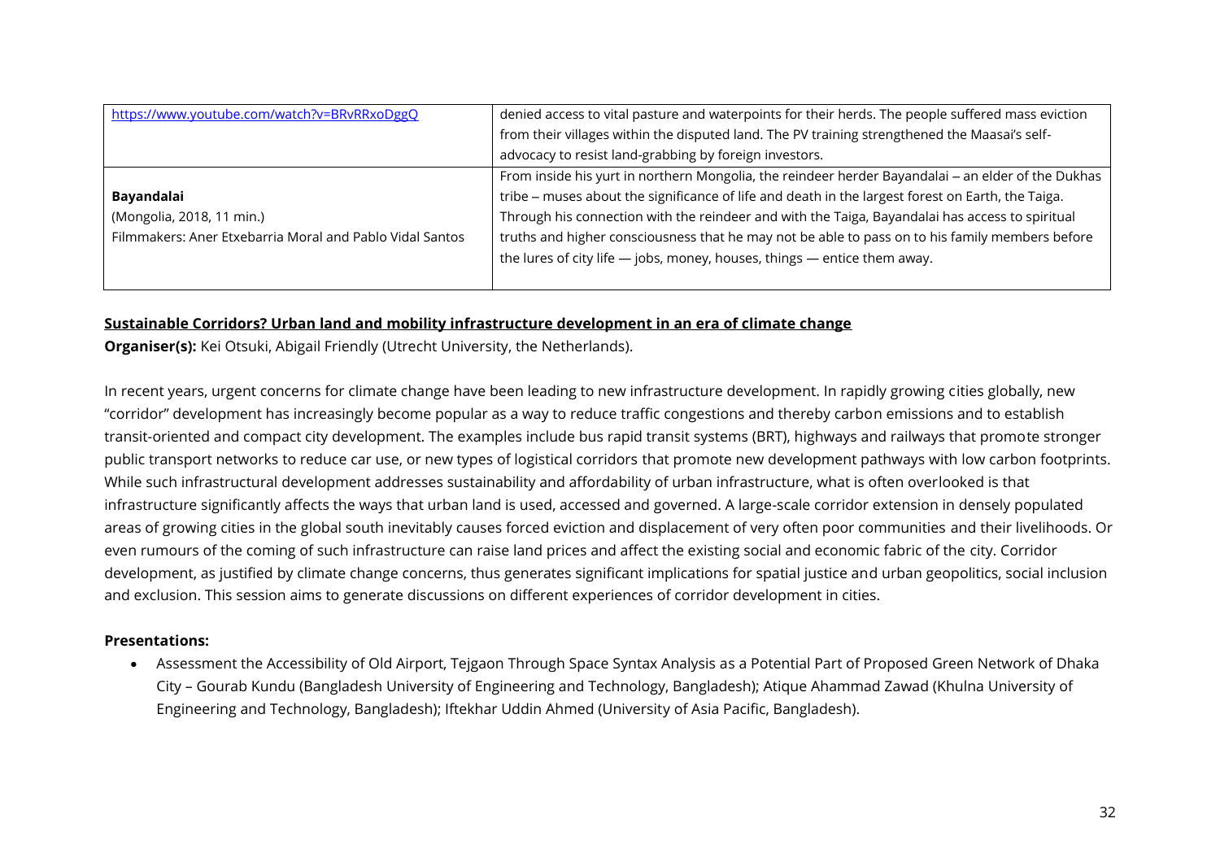| | |
|---|---|
| https://www.youtube.com/watch?v=BRvRRxoDggQ | denied access to vital pasture and waterpoints for their herds. The people suffered mass eviction from their villages within the disputed land. The PV training strengthened the Maasai's self-advocacy to resist land-grabbing by foreign investors. |
| **Bayandalai**<br>(Mongolia, 2018, 11 min.)<br>Filmmakers: Aner Etxebarria Moral and Pablo Vidal Santos | From inside his yurt in northern Mongolia, the reindeer herder Bayandalai – an elder of the Dukhas tribe – muses about the significance of life and death in the largest forest on Earth, the Taiga. Through his connection with the reindeer and with the Taiga, Bayandalai has access to spiritual truths and higher consciousness that he may not be able to pass on to his family members before the lures of city life — jobs, money, houses, things — entice them away. |

**Sustainable Corridors? Urban land and mobility infrastructure development in an era of climate change**

**Organiser(s):** Kei Otsuki, Abigail Friendly (Utrecht University, the Netherlands).

In recent years, urgent concerns for climate change have been leading to new infrastructure development. In rapidly growing cities globally, new "corridor" development has increasingly become popular as a way to reduce traffic congestions and thereby carbon emissions and to establish transit-oriented and compact city development. The examples include bus rapid transit systems (BRT), highways and railways that promote stronger public transport networks to reduce car use, or new types of logistical corridors that promote new development pathways with low carbon footprints. While such infrastructural development addresses sustainability and affordability of urban infrastructure, what is often overlooked is that infrastructure significantly affects the ways that urban land is used, accessed and governed. A large-scale corridor extension in densely populated areas of growing cities in the global south inevitably causes forced eviction and displacement of very often poor communities and their livelihoods. Or even rumours of the coming of such infrastructure can raise land prices and affect the existing social and economic fabric of the city. Corridor development, as justified by climate change concerns, thus generates significant implications for spatial justice and urban geopolitics, social inclusion and exclusion. This session aims to generate discussions on different experiences of corridor development in cities.

**Presentations:**

- Assessment the Accessibility of Old Airport, Tejgaon Through Space Syntax Analysis as a Potential Part of Proposed Green Network of Dhaka City – Gourab Kundu (Bangladesh University of Engineering and Technology, Bangladesh); Atique Ahammad Zawad (Khulna University of Engineering and Technology, Bangladesh); Iftekhar Uddin Ahmed (University of Asia Pacific, Bangladesh).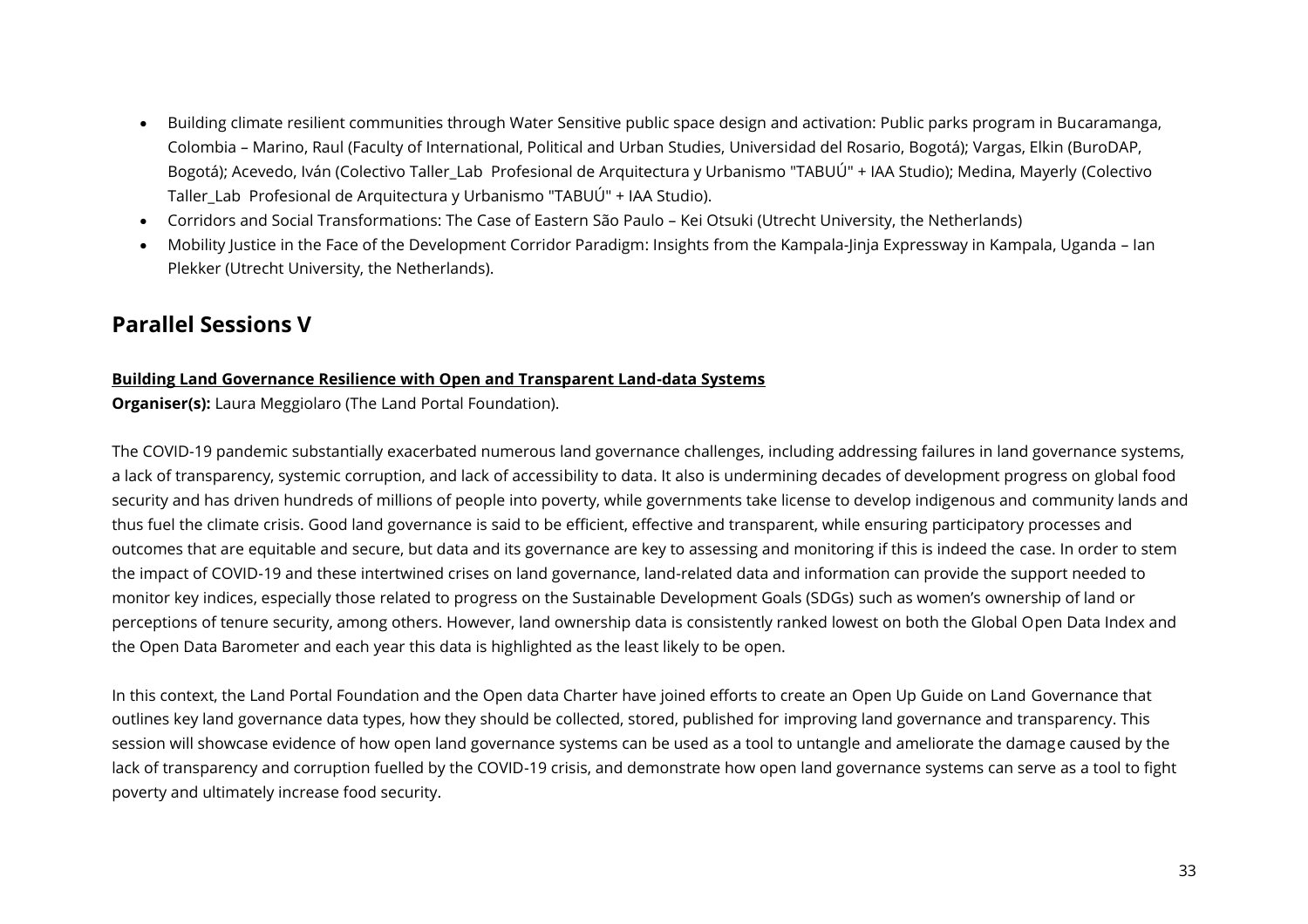- Building climate resilient communities through Water Sensitive public space design and activation: Public parks program in Bucaramanga, Colombia – Marino, Raul (Faculty of International, Political and Urban Studies, Universidad del Rosario, Bogotá); Vargas, Elkin (BuroDAP, Bogotá); Acevedo, Iván (Colectivo Taller_Lab Profesional de Arquitectura y Urbanismo "TABUÚ" + IAA Studio); Medina, Mayerly (Colectivo Taller_Lab Profesional de Arquitectura y Urbanismo "TABUÚ" + IAA Studio).
- Corridors and Social Transformations: The Case of Eastern São Paulo – Kei Otsuki (Utrecht University, the Netherlands)
- Mobility Justice in the Face of the Development Corridor Paradigm: Insights from the Kampala-Jinja Expressway in Kampala, Uganda – Ian Plekker (Utrecht University, the Netherlands).

## Parallel Sessions V

**Building Land Governance Resilience with Open and Transparent Land-data Systems**

**Organiser(s):** Laura Meggiolaro (The Land Portal Foundation).

The COVID-19 pandemic substantially exacerbated numerous land governance challenges, including addressing failures in land governance systems, a lack of transparency, systemic corruption, and lack of accessibility to data. It also is undermining decades of development progress on global food security and has driven hundreds of millions of people into poverty, while governments take license to develop indigenous and community lands and thus fuel the climate crisis. Good land governance is said to be efficient, effective and transparent, while ensuring participatory processes and outcomes that are equitable and secure, but data and its governance are key to assessing and monitoring if this is indeed the case. In order to stem the impact of COVID-19 and these intertwined crises on land governance, land-related data and information can provide the support needed to monitor key indices, especially those related to progress on the Sustainable Development Goals (SDGs) such as women's ownership of land or perceptions of tenure security, among others. However, land ownership data is consistently ranked lowest on both the Global Open Data Index and the Open Data Barometer and each year this data is highlighted as the least likely to be open.

In this context, the Land Portal Foundation and the Open data Charter have joined efforts to create an Open Up Guide on Land Governance that outlines key land governance data types, how they should be collected, stored, published for improving land governance and transparency. This session will showcase evidence of how open land governance systems can be used as a tool to untangle and ameliorate the damage caused by the lack of transparency and corruption fuelled by the COVID-19 crisis, and demonstrate how open land governance systems can serve as a tool to fight poverty and ultimately increase food security.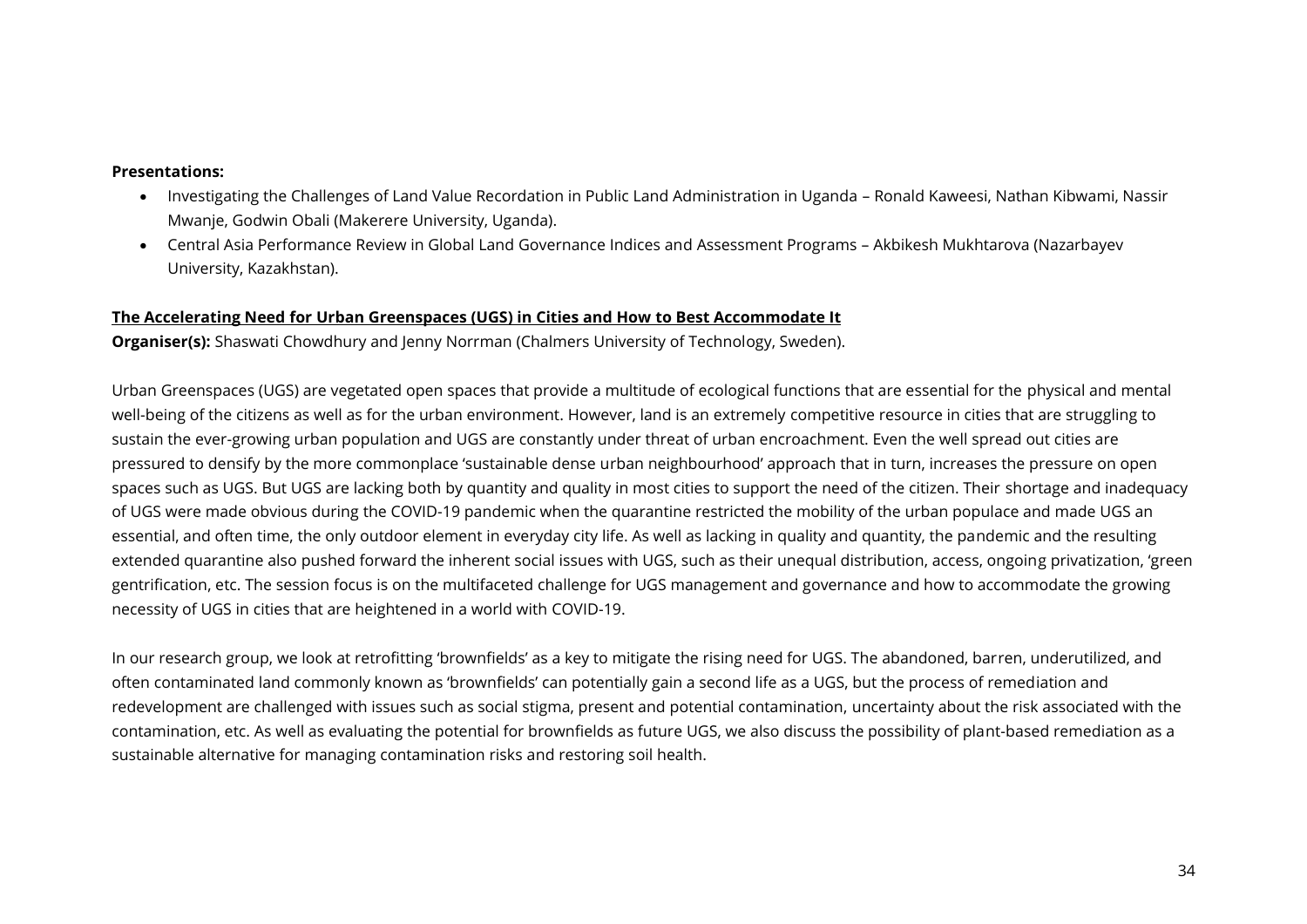**Presentations:**

- Investigating the Challenges of Land Value Recordation in Public Land Administration in Uganda – Ronald Kaweesi, Nathan Kibwami, Nassir Mwanje, Godwin Obali (Makerere University, Uganda).
- Central Asia Performance Review in Global Land Governance Indices and Assessment Programs – Akbikesh Mukhtarova (Nazarbayev University, Kazakhstan).

**<u>The Accelerating Need for Urban Greenspaces (UGS) in Cities and How to Best Accommodate It</u>**

**Organiser(s):** Shaswati Chowdhury and Jenny Norrman (Chalmers University of Technology, Sweden).

Urban Greenspaces (UGS) are vegetated open spaces that provide a multitude of ecological functions that are essential for the physical and mental well-being of the citizens as well as for the urban environment. However, land is an extremely competitive resource in cities that are struggling to sustain the ever-growing urban population and UGS are constantly under threat of urban encroachment. Even the well spread out cities are pressured to densify by the more commonplace 'sustainable dense urban neighbourhood' approach that in turn, increases the pressure on open spaces such as UGS. But UGS are lacking both by quantity and quality in most cities to support the need of the citizen. Their shortage and inadequacy of UGS were made obvious during the COVID-19 pandemic when the quarantine restricted the mobility of the urban populace and made UGS an essential, and often time, the only outdoor element in everyday city life. As well as lacking in quality and quantity, the pandemic and the resulting extended quarantine also pushed forward the inherent social issues with UGS, such as their unequal distribution, access, ongoing privatization, 'green gentrification, etc. The session focus is on the multifaceted challenge for UGS management and governance and how to accommodate the growing necessity of UGS in cities that are heightened in a world with COVID-19.

In our research group, we look at retrofitting 'brownfields' as a key to mitigate the rising need for UGS. The abandoned, barren, underutilized, and often contaminated land commonly known as 'brownfields' can potentially gain a second life as a UGS, but the process of remediation and redevelopment are challenged with issues such as social stigma, present and potential contamination, uncertainty about the risk associated with the contamination, etc. As well as evaluating the potential for brownfields as future UGS, we also discuss the possibility of plant-based remediation as a sustainable alternative for managing contamination risks and restoring soil health.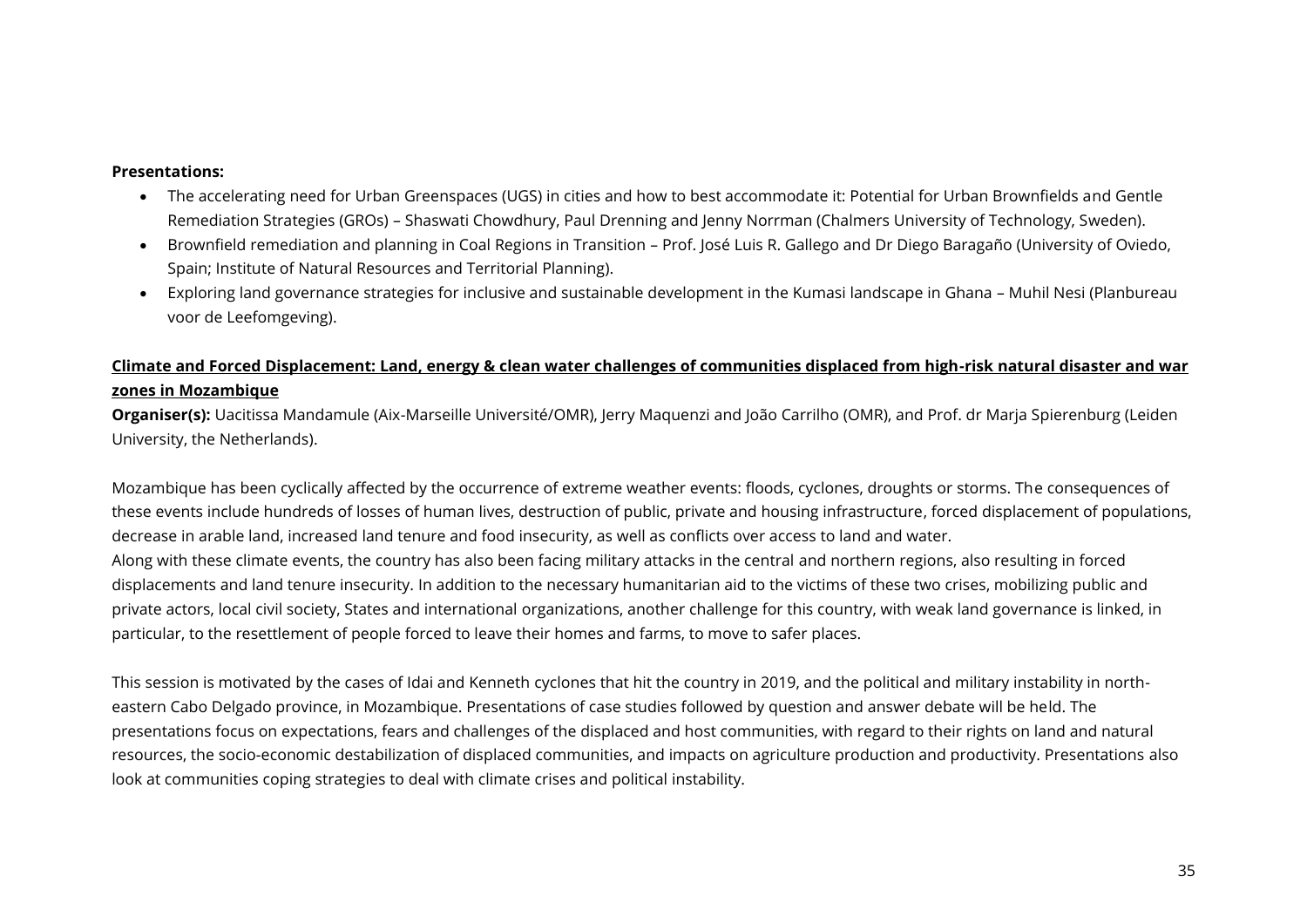**Presentations:**

- The accelerating need for Urban Greenspaces (UGS) in cities and how to best accommodate it: Potential for Urban Brownfields and Gentle Remediation Strategies (GROs) – Shaswati Chowdhury, Paul Drenning and Jenny Norrman (Chalmers University of Technology, Sweden).
- Brownfield remediation and planning in Coal Regions in Transition – Prof. José Luis R. Gallego and Dr Diego Baragaño (University of Oviedo, Spain; Institute of Natural Resources and Territorial Planning).
- Exploring land governance strategies for inclusive and sustainable development in the Kumasi landscape in Ghana – Muhil Nesi (Planbureau voor de Leefomgeving).

**Climate and Forced Displacement: Land, energy & clean water challenges of communities displaced from high-risk natural disaster and war zones in Mozambique**

**Organiser(s):** Uacitissa Mandamule (Aix-Marseille Université/OMR), Jerry Maquenzi and João Carrilho (OMR), and Prof. dr Marja Spierenburg (Leiden University, the Netherlands).

Mozambique has been cyclically affected by the occurrence of extreme weather events: floods, cyclones, droughts or storms. The consequences of these events include hundreds of losses of human lives, destruction of public, private and housing infrastructure, forced displacement of populations, decrease in arable land, increased land tenure and food insecurity, as well as conflicts over access to land and water.
Along with these climate events, the country has also been facing military attacks in the central and northern regions, also resulting in forced displacements and land tenure insecurity. In addition to the necessary humanitarian aid to the victims of these two crises, mobilizing public and private actors, local civil society, States and international organizations, another challenge for this country, with weak land governance is linked, in particular, to the resettlement of people forced to leave their homes and farms, to move to safer places.

This session is motivated by the cases of Idai and Kenneth cyclones that hit the country in 2019, and the political and military instability in north-eastern Cabo Delgado province, in Mozambique. Presentations of case studies followed by question and answer debate will be held. The presentations focus on expectations, fears and challenges of the displaced and host communities, with regard to their rights on land and natural resources, the socio-economic destabilization of displaced communities, and impacts on agriculture production and productivity. Presentations also look at communities coping strategies to deal with climate crises and political instability.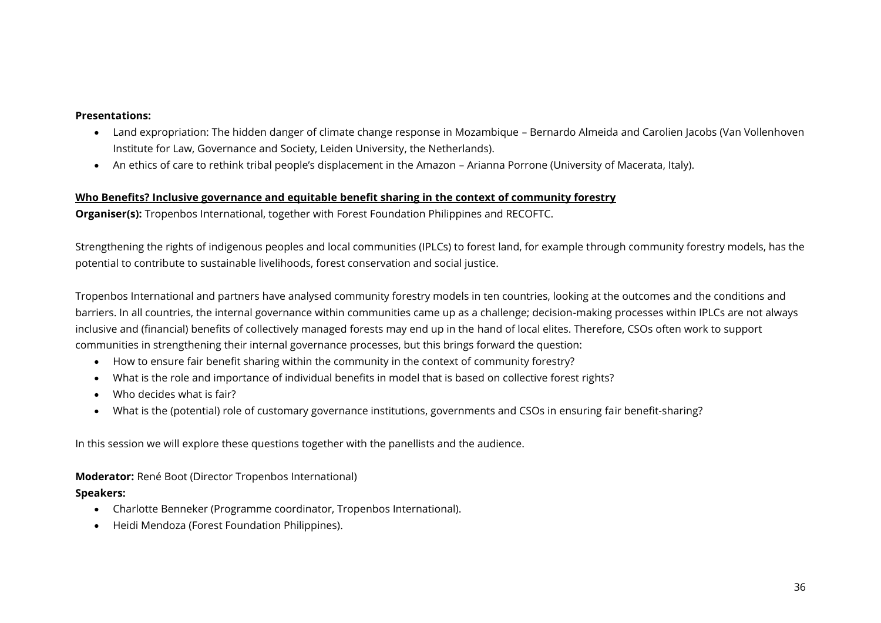**Presentations:**

- Land expropriation: The hidden danger of climate change response in Mozambique – Bernardo Almeida and Carolien Jacobs (Van Vollenhoven Institute for Law, Governance and Society, Leiden University, the Netherlands).
- An ethics of care to rethink tribal people's displacement in the Amazon – Arianna Porrone (University of Macerata, Italy).

**<u>Who Benefits? Inclusive governance and equitable benefit sharing in the context of community forestry</u>**

**Organiser(s):** Tropenbos International, together with Forest Foundation Philippines and RECOFTC.

Strengthening the rights of indigenous peoples and local communities (IPLCs) to forest land, for example through community forestry models, has the potential to contribute to sustainable livelihoods, forest conservation and social justice.

Tropenbos International and partners have analysed community forestry models in ten countries, looking at the outcomes and the conditions and barriers. In all countries, the internal governance within communities came up as a challenge; decision-making processes within IPLCs are not always inclusive and (financial) benefits of collectively managed forests may end up in the hand of local elites. Therefore, CSOs often work to support communities in strengthening their internal governance processes, but this brings forward the question:

- How to ensure fair benefit sharing within the community in the context of community forestry?
- What is the role and importance of individual benefits in model that is based on collective forest rights?
- Who decides what is fair?
- What is the (potential) role of customary governance institutions, governments and CSOs in ensuring fair benefit-sharing?

In this session we will explore these questions together with the panellists and the audience.

**Moderator:** René Boot (Director Tropenbos International)

**Speakers:**

- Charlotte Benneker (Programme coordinator, Tropenbos International).
- Heidi Mendoza (Forest Foundation Philippines).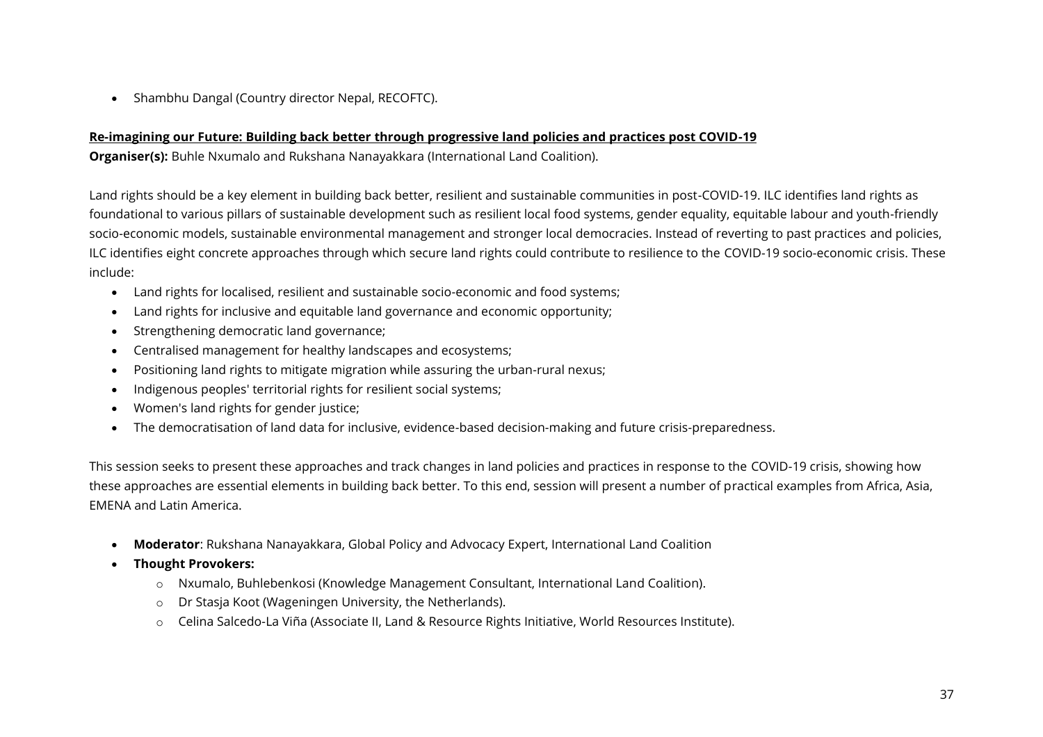- Shambhu Dangal (Country director Nepal, RECOFTC).

**Re-imagining our Future: Building back better through progressive land policies and practices post COVID-19**

**Organiser(s):** Buhle Nxumalo and Rukshana Nanayakkara (International Land Coalition).

Land rights should be a key element in building back better, resilient and sustainable communities in post-COVID-19. ILC identifies land rights as foundational to various pillars of sustainable development such as resilient local food systems, gender equality, equitable labour and youth-friendly socio-economic models, sustainable environmental management and stronger local democracies. Instead of reverting to past practices and policies, ILC identifies eight concrete approaches through which secure land rights could contribute to resilience to the COVID-19 socio-economic crisis. These include:

- Land rights for localised, resilient and sustainable socio-economic and food systems;
- Land rights for inclusive and equitable land governance and economic opportunity;
- Strengthening democratic land governance;
- Centralised management for healthy landscapes and ecosystems;
- Positioning land rights to mitigate migration while assuring the urban-rural nexus;
- Indigenous peoples' territorial rights for resilient social systems;
- Women's land rights for gender justice;
- The democratisation of land data for inclusive, evidence-based decision-making and future crisis-preparedness.

This session seeks to present these approaches and track changes in land policies and practices in response to the COVID-19 crisis, showing how these approaches are essential elements in building back better. To this end, session will present a number of practical examples from Africa, Asia, EMENA and Latin America.

- **Moderator**: Rukshana Nanayakkara, Global Policy and Advocacy Expert, International Land Coalition
- **Thought Provokers:**
  - Nxumalo, Buhlebenkosi (Knowledge Management Consultant, International Land Coalition).
  - Dr Stasja Koot (Wageningen University, the Netherlands).
  - Celina Salcedo-La Viña (Associate II, Land & Resource Rights Initiative, World Resources Institute).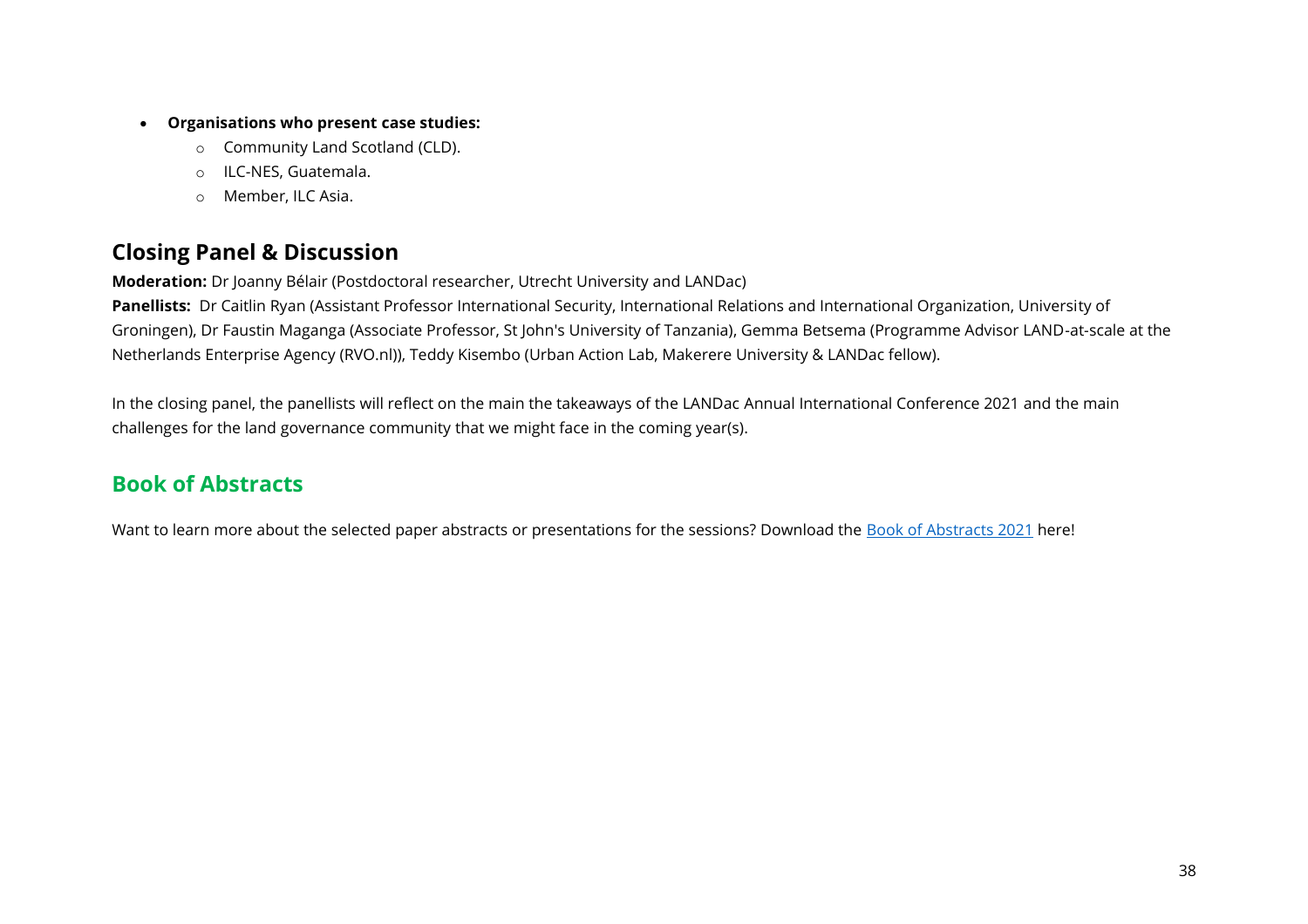- **Organisations who present case studies:**
    - Community Land Scotland (CLD).
    - ILC-NES, Guatemala.
    - Member, ILC Asia.

## Closing Panel & Discussion

**Moderation:** Dr Joanny Bélair (Postdoctoral researcher, Utrecht University and LANDac)

**Panellists:** Dr Caitlin Ryan (Assistant Professor International Security, International Relations and International Organization, University of Groningen), Dr Faustin Maganga (Associate Professor, St John's University of Tanzania), Gemma Betsema (Programme Advisor LAND-at-scale at the Netherlands Enterprise Agency (RVO.nl)), Teddy Kisembo (Urban Action Lab, Makerere University & LANDac fellow).

In the closing panel, the panellists will reflect on the main the takeaways of the LANDac Annual International Conference 2021 and the main challenges for the land governance community that we might face in the coming year(s).

## Book of Abstracts

Want to learn more about the selected paper abstracts or presentations for the sessions? Download the Book of Abstracts 2021 here!